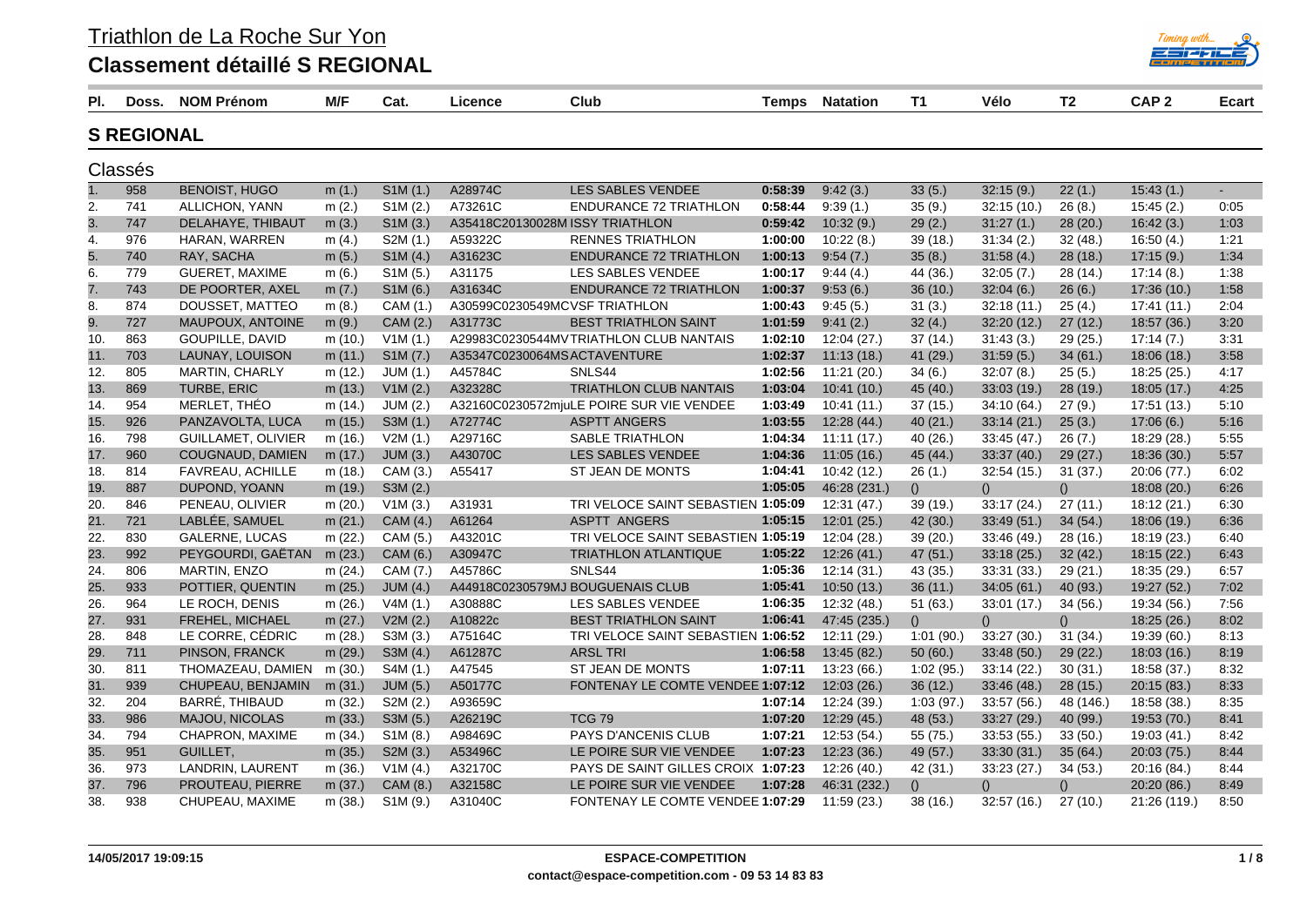# Triathlon de La Roche Sur Yon

## Classement détaillé S REGIONAL

## S REGIONAL

### Classés

| Pl. | Doss. | NOM Prénom | M/F | Cat. | Licence | Club | Temps | Natation | T1 | Vélo | T2 | CAP 2 | Ecart |
|---|---|---|---|---|---|---|---|---|---|---|---|---|---|
| 1. | 958 | BENOIST, HUGO | m (1.) | S1M (1.) | A28974C | LES SABLES VENDEE | 0:58:39 | 9:42 (3.) | 33 (5.) | 32:15 (9.) | 22 (1.) | 15:43 (1.) | - |
| 2. | 741 | ALLICHON, YANN | m (2.) | S1M (2.) | A73261C | ENDURANCE 72 TRIATHLON | 0:58:44 | 9:39 (1.) | 35 (9.) | 32:15 (10.) | 26 (8.) | 15:45 (2.) | 0:05 |
| 3. | 747 | DELAHAYE, THIBAUT | m (3.) | S1M (3.) | A35418C20130028M | ISSY TRIATHLON | 0:59:42 | 10:32 (9.) | 29 (2.) | 31:27 (1.) | 28 (20.) | 16:42 (3.) | 1:03 |
| 4. | 976 | HARAN, WARREN | m (4.) | S2M (1.) | A59322C | RENNES TRIATHLON | 1:00:00 | 10:22 (8.) | 39 (18.) | 31:34 (2.) | 32 (48.) | 16:50 (4.) | 1:21 |
| 5. | 740 | RAY, SACHA | m (5.) | S1M (4.) | A31623C | ENDURANCE 72 TRIATHLON | 1:00:13 | 9:54 (7.) | 35 (8.) | 31:58 (4.) | 28 (18.) | 17:15 (9.) | 1:34 |
| 6. | 779 | GUERET, MAXIME | m (6.) | S1M (5.) | A31175 | LES SABLES VENDEE | 1:00:17 | 9:44 (4.) | 44 (36.) | 32:05 (7.) | 28 (14.) | 17:14 (8.) | 1:38 |
| 7. | 743 | DE POORTER, AXEL | m (7.) | S1M (6.) | A31634C | ENDURANCE 72 TRIATHLON | 1:00:37 | 9:53 (6.) | 36 (10.) | 32:04 (6.) | 26 (6.) | 17:36 (10.) | 1:58 |
| 8. | 874 | DOUSSET, MATTEO | m (8.) | CAM (1.) | A30599C0230549MC | VSF TRIATHLON | 1:00:43 | 9:45 (5.) | 31 (3.) | 32:18 (11.) | 25 (4.) | 17:41 (11.) | 2:04 |
| 9. | 727 | MAUPOUX, ANTOINE | m (9.) | CAM (2.) | A31773C | BEST TRIATHLON SAINT | 1:01:59 | 9:41 (2.) | 32 (4.) | 32:20 (12.) | 27 (12.) | 18:57 (36.) | 3:20 |
| 10. | 863 | GOUPILLE, DAVID | m (10.) | V1M (1.) | A29983C0230544MV | TRIATHLON CLUB NANTAIS | 1:02:10 | 12:04 (27.) | 37 (14.) | 31:43 (3.) | 29 (25.) | 17:14 (7.) | 3:31 |
| 11. | 703 | LAUNAY, LOUISON | m (11.) | S1M (7.) | A35347C0230064MS | ACTAVENTURE | 1:02:37 | 11:13 (18.) | 41 (29.) | 31:59 (5.) | 34 (61.) | 18:06 (18.) | 3:58 |
| 12. | 805 | MARTIN, CHARLY | m (12.) | JUM (1.) | A45784C | SNLS44 | 1:02:56 | 11:21 (20.) | 34 (6.) | 32:07 (8.) | 25 (5.) | 18:25 (25.) | 4:17 |
| 13. | 869 | TURBE, ERIC | m (13.) | V1M (2.) | A32328C | TRIATHLON CLUB NANTAIS | 1:03:04 | 10:41 (10.) | 45 (40.) | 33:03 (19.) | 28 (19.) | 18:05 (17.) | 4:25 |
| 14. | 954 | MERLET, THÉO | m (14.) | JUM (2.) | A32160C0230572mju | LE POIRE SUR VIE VENDEE | 1:03:49 | 10:41 (11.) | 37 (15.) | 34:10 (64.) | 27 (9.) | 17:51 (13.) | 5:10 |
| 15. | 926 | PANZAVOLTA, LUCA | m (15.) | S3M (1.) | A72774C | ASPTT ANGERS | 1:03:55 | 12:28 (44.) | 40 (21.) | 33:14 (21.) | 25 (3.) | 17:06 (6.) | 5:16 |
| 16. | 798 | GUILLAMET, OLIVIER | m (16.) | V2M (1.) | A29716C | SABLE TRIATHLON | 1:04:34 | 11:11 (17.) | 40 (26.) | 33:45 (47.) | 26 (7.) | 18:29 (28.) | 5:55 |
| 17. | 960 | COUGNAUD, DAMIEN | m (17.) | JUM (3.) | A43070C | LES SABLES VENDEE | 1:04:36 | 11:05 (16.) | 45 (44.) | 33:37 (40.) | 29 (27.) | 18:36 (30.) | 5:57 |
| 18. | 814 | FAVREAU, ACHILLE | m (18.) | CAM (3.) | A55417 | ST JEAN DE MONTS | 1:04:41 | 10:42 (12.) | 26 (1.) | 32:54 (15.) | 31 (37.) | 20:06 (77.) | 6:02 |
| 19. | 887 | DUPOND, YOANN | m (19.) | S3M (2.) | | | 1:05:05 | 46:28 (231.) | () | () | () | 18:08 (20.) | 6:26 |
| 20. | 846 | PENEAU, OLIVIER | m (20.) | V1M (3.) | A31931 | TRI VELOCE SAINT SEBASTIEN | 1:05:09 | 12:31 (47.) | 39 (19.) | 33:17 (24.) | 27 (11.) | 18:12 (21.) | 6:30 |
| 21. | 721 | LABLÉE, SAMUEL | m (21.) | CAM (4.) | A61264 | ASPTT ANGERS | 1:05:15 | 12:01 (25.) | 42 (30.) | 33:49 (51.) | 34 (54.) | 18:06 (19.) | 6:36 |
| 22. | 830 | GALERNE, LUCAS | m (22.) | CAM (5.) | A43201C | TRI VELOCE SAINT SEBASTIEN | 1:05:19 | 12:04 (28.) | 39 (20.) | 33:46 (49.) | 28 (16.) | 18:19 (23.) | 6:40 |
| 23. | 992 | PEYGOURDI, GAËTAN | m (23.) | CAM (6.) | A30947C | TRIATHLON ATLANTIQUE | 1:05:22 | 12:26 (41.) | 47 (51.) | 33:18 (25.) | 32 (42.) | 18:15 (22.) | 6:43 |
| 24. | 806 | MARTIN, ENZO | m (24.) | CAM (7.) | A45786C | SNLS44 | 1:05:36 | 12:14 (31.) | 43 (35.) | 33:31 (33.) | 29 (21.) | 18:35 (29.) | 6:57 |
| 25. | 933 | POTTIER, QUENTIN | m (25.) | JUM (4.) | A44918C0230579MJ | BOUGUENAIS CLUB | 1:05:41 | 10:50 (13.) | 36 (11.) | 34:05 (61.) | 40 (93.) | 19:27 (52.) | 7:02 |
| 26. | 964 | LE ROCH, DENIS | m (26.) | V4M (1.) | A30888C | LES SABLES VENDEE | 1:06:35 | 12:32 (48.) | 51 (63.) | 33:01 (17.) | 34 (56.) | 19:34 (56.) | 7:56 |
| 27. | 931 | FREHEL, MICHAEL | m (27.) | V2M (2.) | A10822c | BEST TRIATHLON SAINT | 1:06:41 | 47:45 (235.) | () | () | () | 18:25 (26.) | 8:02 |
| 28. | 848 | LE CORRE, CÉDRIC | m (28.) | S3M (3.) | A75164C | TRI VELOCE SAINT SEBASTIEN | 1:06:52 | 12:11 (29.) | 1:01 (90.) | 33:27 (30.) | 31 (34.) | 19:39 (60.) | 8:13 |
| 29. | 711 | PINSON, FRANCK | m (29.) | S3M (4.) | A61287C | ARSL TRI | 1:06:58 | 13:45 (82.) | 50 (60.) | 33:48 (50.) | 29 (22.) | 18:03 (16.) | 8:19 |
| 30. | 811 | THOMAZEAU, DAMIEN | m (30.) | S4M (1.) | A47545 | ST JEAN DE MONTS | 1:07:11 | 13:23 (66.) | 1:02 (95.) | 33:14 (22.) | 30 (31.) | 18:58 (37.) | 8:32 |
| 31. | 939 | CHUPEAU, BENJAMIN | m (31.) | JUM (5.) | A50177C | FONTENAY LE COMTE VENDEE | 1:07:12 | 12:03 (26.) | 36 (12.) | 33:46 (48.) | 28 (15.) | 20:15 (83.) | 8:33 |
| 32. | 204 | BARRÉ, THIBAUD | m (32.) | S2M (2.) | A93659C | | 1:07:14 | 12:24 (39.) | 1:03 (97.) | 33:57 (56.) | 48 (146.) | 18:58 (38.) | 8:35 |
| 33. | 986 | MAJOU, NICOLAS | m (33.) | S3M (5.) | A26219C | TCG 79 | 1:07:20 | 12:29 (45.) | 48 (53.) | 33:27 (29.) | 40 (99.) | 19:53 (70.) | 8:41 |
| 34. | 794 | CHAPRON, MAXIME | m (34.) | S1M (8.) | A98469C | PAYS D'ANCENIS CLUB | 1:07:21 | 12:53 (54.) | 55 (75.) | 33:53 (55.) | 33 (50.) | 19:03 (41.) | 8:42 |
| 35. | 951 | GUILLET, | m (35.) | S2M (3.) | A53496C | LE POIRE SUR VIE VENDEE | 1:07:23 | 12:23 (36.) | 49 (57.) | 33:30 (31.) | 35 (64.) | 20:03 (75.) | 8:44 |
| 36. | 973 | LANDRIN, LAURENT | m (36.) | V1M (4.) | A32170C | PAYS DE SAINT GILLES CROIX | 1:07:23 | 12:26 (40.) | 42 (31.) | 33:23 (27.) | 34 (53.) | 20:16 (84.) | 8:44 |
| 37. | 796 | PROUTEAU, PIERRE | m (37.) | CAM (8.) | A32158C | LE POIRE SUR VIE VENDEE | 1:07:28 | 46:31 (232.) | () | () | () | 20:20 (86.) | 8:49 |
| 38. | 938 | CHUPEAU, MAXIME | m (38.) | S1M (9.) | A31040C | FONTENAY LE COMTE VENDEE | 1:07:29 | 11:59 (23.) | 38 (16.) | 32:57 (16.) | 27 (10.) | 21:26 (119.) | 8:50 |

14/05/2017 19:09:15

**ESPACE-COMPETITION**
contact@espace-competition.com - 09 53 14 83 83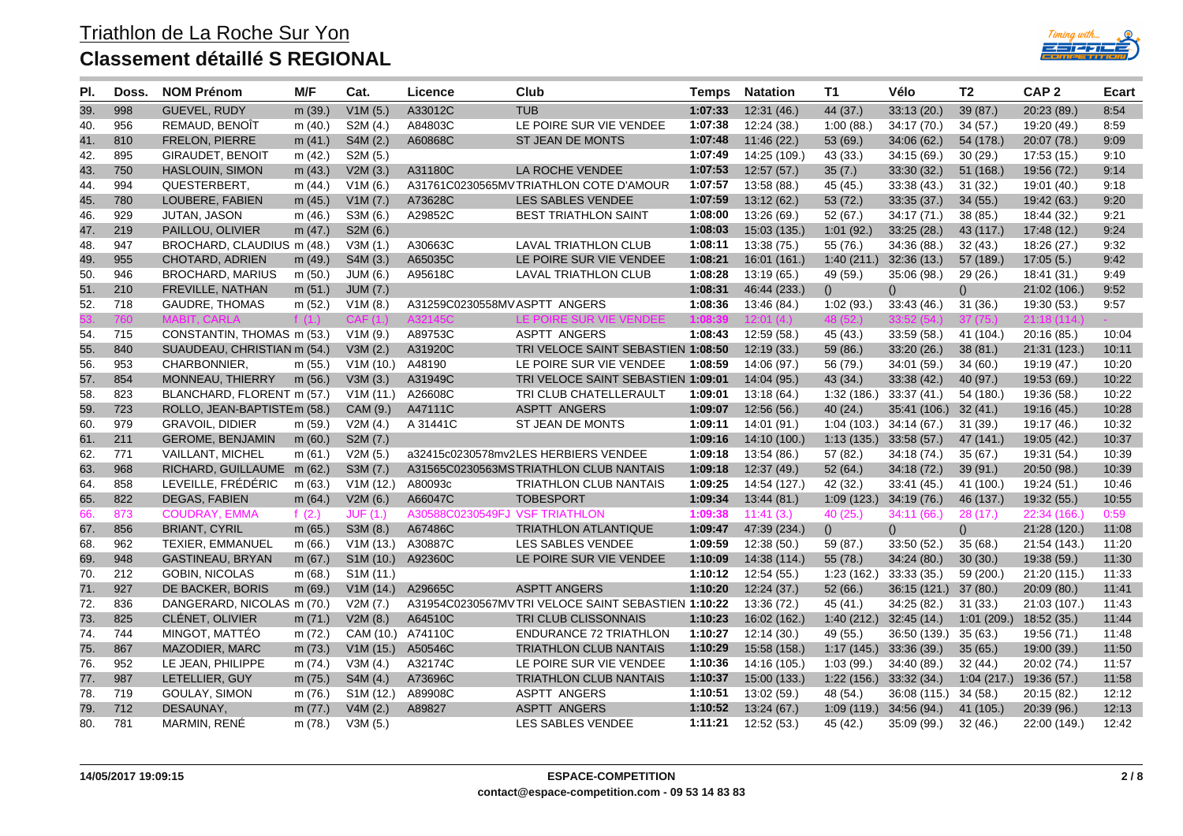# Triathlon de La Roche Sur Yon

## Classement détaillé S REGIONAL

| Pl. | Doss. | NOM Prénom | M/F | Cat. | Licence | Club | Temps | Natation | T1 | Vélo | T2 | CAP 2 | Ecart |
|---|---|---|---|---|---|---|---|---|---|---|---|---|---|
| 39. | 998 | GUEVEL, RUDY | m (39.) | V1M (5.) | A33012C | TUB | 1:07:33 | 12:31 (46.) | 44 (37.) | 33:13 (20.) | 39 (87.) | 20:23 (89.) | 8:54 |
| 40. | 956 | REMAUD, BENOÎT | m (40.) | S2M (4.) | A84803C | LE POIRE SUR VIE VENDEE | 1:07:38 | 12:24 (38.) | 1:00 (88.) | 34:17 (70.) | 34 (57.) | 19:20 (49.) | 8:59 |
| 41. | 810 | FRELON, PIERRE | m (41.) | S4M (2.) | A60868C | ST JEAN DE MONTS | 1:07:48 | 11:46 (22.) | 53 (69.) | 34:06 (62.) | 54 (178.) | 20:07 (78.) | 9:09 |
| 42. | 895 | GIRAUDET, BENOIT | m (42.) | S2M (5.) | | | 1:07:49 | 14:25 (109.) | 43 (33.) | 34:15 (69.) | 30 (29.) | 17:53 (15.) | 9:10 |
| 43. | 750 | HASLOUIN, SIMON | m (43.) | V2M (3.) | A31180C | LA ROCHE VENDEE | 1:07:53 | 12:57 (57.) | 35 (7.) | 33:30 (32.) | 51 (168.) | 19:56 (72.) | 9:14 |
| 44. | 994 | QUESTERBERT, | m (44.) | V1M (6.) | A31761C0230565MV | TRIATHLON COTE D'AMOUR | 1:07:57 | 13:58 (88.) | 45 (45.) | 33:38 (43.) | 31 (32.) | 19:01 (40.) | 9:18 |
| 45. | 780 | LOUBERE, FABIEN | m (45.) | V1M (7.) | A73628C | LES SABLES VENDEE | 1:07:59 | 13:12 (62.) | 53 (72.) | 33:35 (37.) | 34 (55.) | 19:42 (63.) | 9:20 |
| 46. | 929 | JUTAN, JASON | m (46.) | S3M (6.) | A29852C | BEST TRIATHLON SAINT | 1:08:00 | 13:26 (69.) | 52 (67.) | 34:17 (71.) | 38 (85.) | 18:44 (32.) | 9:21 |
| 47. | 219 | PAILLOU, OLIVIER | m (47.) | S2M (6.) | | | 1:08:03 | 15:03 (135.) | 1:01 (92.) | 33:25 (28.) | 43 (117.) | 17:48 (12.) | 9:24 |
| 48. | 947 | BROCHARD, CLAUDIUS | m (48.) | V3M (1.) | A30663C | LAVAL TRIATHLON CLUB | 1:08:11 | 13:38 (75.) | 55 (76.) | 34:36 (88.) | 32 (43.) | 18:26 (27.) | 9:32 |
| 49. | 955 | CHOTARD, ADRIEN | m (49.) | S4M (3.) | A65035C | LE POIRE SUR VIE VENDEE | 1:08:21 | 16:01 (161.) | 1:40 (211.) | 32:36 (13.) | 57 (189.) | 17:05 (5.) | 9:42 |
| 50. | 946 | BROCHARD, MARIUS | m (50.) | JUM (6.) | A95618C | LAVAL TRIATHLON CLUB | 1:08:28 | 13:19 (65.) | 49 (59.) | 35:06 (98.) | 29 (26.) | 18:41 (31.) | 9:49 |
| 51. | 210 | FREVILLE, NATHAN | m (51.) | JUM (7.) | | | 1:08:31 | 46:44 (233.) | () | () | () | 21:02 (106.) | 9:52 |
| 52. | 718 | GAUDRE, THOMAS | m (52.) | V1M (8.) | A31259C0230558MV | ASPTT ANGERS | 1:08:36 | 13:46 (84.) | 1:02 (93.) | 33:43 (46.) | 31 (36.) | 19:30 (53.) | 9:57 |
| 53. | 760 | MABIT, CARLA | f (1.) | CAF (1.) | A32145C | LE POIRE SUR VIE VENDEE | 1:08:39 | 12:01 (4.) | 48 (52.) | 33:52 (54.) | 37 (75.) | 21:18 (114.) | - |
| 54. | 715 | CONSTANTIN, THOMAS | m (53.) | V1M (9.) | A89753C | ASPTT ANGERS | 1:08:43 | 12:59 (58.) | 45 (43.) | 33:59 (58.) | 41 (104.) | 20:16 (85.) | 10:04 |
| 55. | 840 | SUAUDEAU, CHRISTIAN | m (54.) | V3M (2.) | A31920C | TRI VELOCE SAINT SEBASTIEN | 1:08:50 | 12:19 (33.) | 59 (86.) | 33:20 (26.) | 38 (81.) | 21:31 (123.) | 10:11 |
| 56. | 953 | CHARBONNIER, | m (55.) | V1M (10.) | A48190 | LE POIRE SUR VIE VENDEE | 1:08:59 | 14:06 (97.) | 56 (79.) | 34:01 (59.) | 34 (60.) | 19:19 (47.) | 10:20 |
| 57. | 854 | MONNEAU, THIERRY | m (56.) | V3M (3.) | A31949C | TRI VELOCE SAINT SEBASTIEN | 1:09:01 | 14:04 (95.) | 43 (34.) | 33:38 (42.) | 40 (97.) | 19:53 (69.) | 10:22 |
| 58. | 823 | BLANCHARD, FLORENT | m (57.) | V1M (11.) | A26608C | TRI CLUB CHATELLERAULT | 1:09:01 | 13:18 (64.) | 1:32 (186.) | 33:37 (41.) | 54 (180.) | 19:36 (58.) | 10:22 |
| 59. | 723 | ROLLO, JEAN-BAPTISTE | m (58.) | CAM (9.) | A47111C | ASPTT ANGERS | 1:09:07 | 12:56 (56.) | 40 (24.) | 35:41 (106.) | 32 (41.) | 19:16 (45.) | 10:28 |
| 60. | 979 | GRAVOIL, DIDIER | m (59.) | V2M (4.) | A 31441C | ST JEAN DE MONTS | 1:09:11 | 14:01 (91.) | 1:04 (103.) | 34:14 (67.) | 31 (39.) | 19:17 (46.) | 10:32 |
| 61. | 211 | GEROME, BENJAMIN | m (60.) | S2M (7.) | | | 1:09:16 | 14:10 (100.) | 1:13 (135.) | 33:58 (57.) | 47 (141.) | 19:05 (42.) | 10:37 |
| 62. | 771 | VAILLANT, MICHEL | m (61.) | V2M (5.) | a32415c0230578mv2 | LES HERBIERS VENDEE | 1:09:18 | 13:54 (86.) | 57 (82.) | 34:18 (74.) | 35 (67.) | 19:31 (54.) | 10:39 |
| 63. | 968 | RICHARD, GUILLAUME | m (62.) | S3M (7.) | A31565C0230563MS | TRIATHLON CLUB NANTAIS | 1:09:18 | 12:37 (49.) | 52 (64.) | 34:18 (72.) | 39 (91.) | 20:50 (98.) | 10:39 |
| 64. | 858 | LEVEILLE, FRÉDÉRIC | m (63.) | V1M (12.) | A80093c | TRIATHLON CLUB NANTAIS | 1:09:25 | 14:54 (127.) | 42 (32.) | 33:41 (45.) | 41 (100.) | 19:24 (51.) | 10:46 |
| 65. | 822 | DEGAS, FABIEN | m (64.) | V2M (6.) | A66047C | TOBESPORT | 1:09:34 | 13:44 (81.) | 1:09 (123.) | 34:19 (76.) | 46 (137.) | 19:32 (55.) | 10:55 |
| 66. | 873 | COUDRAY, EMMA | f (2.) | JUF (1.) | A30588C0230549FJ | VSF TRIATHLON | 1:09:38 | 11:41 (3.) | 40 (25.) | 34:11 (66.) | 28 (17.) | 22:34 (166.) | 0:59 |
| 67. | 856 | BRIANT, CYRIL | m (65.) | S3M (8.) | A67486C | TRIATHLON ATLANTIQUE | 1:09:47 | 47:39 (234.) | () | () | () | 21:28 (120.) | 11:08 |
| 68. | 962 | TEXIER, EMMANUEL | m (66.) | V1M (13.) | A30887C | LES SABLES VENDEE | 1:09:59 | 12:38 (50.) | 59 (87.) | 33:50 (52.) | 35 (68.) | 21:54 (143.) | 11:20 |
| 69. | 948 | GASTINEAU, BRYAN | m (67.) | S1M (10.) | A92360C | LE POIRE SUR VIE VENDEE | 1:10:09 | 14:38 (114.) | 55 (78.) | 34:24 (80.) | 30 (30.) | 19:38 (59.) | 11:30 |
| 70. | 212 | GOBIN, NICOLAS | m (68.) | S1M (11.) | | | 1:10:12 | 12:54 (55.) | 1:23 (162.) | 33:33 (35.) | 59 (200.) | 21:20 (115.) | 11:33 |
| 71. | 927 | DE BACKER, BORIS | m (69.) | V1M (14.) | A29665C | ASPTT ANGERS | 1:10:20 | 12:24 (37.) | 52 (66.) | 36:15 (121.) | 37 (80.) | 20:09 (80.) | 11:41 |
| 72. | 836 | DANGERARD, NICOLAS | m (70.) | V2M (7.) | A31954C0230567MV | TRI VELOCE SAINT SEBASTIEN | 1:10:22 | 13:36 (72.) | 45 (41.) | 34:25 (82.) | 31 (33.) | 21:03 (107.) | 11:43 |
| 73. | 825 | CLÉNET, OLIVIER | m (71.) | V2M (8.) | A64510C | TRI CLUB CLISSONNAIS | 1:10:23 | 16:02 (162.) | 1:40 (212.) | 32:45 (14.) | 1:01 (209.) | 18:52 (35.) | 11:44 |
| 74. | 744 | MINGOT, MATTÉO | m (72.) | CAM (10.) | A74110C | ENDURANCE 72 TRIATHLON | 1:10:27 | 12:14 (30.) | 49 (55.) | 36:50 (139.) | 35 (63.) | 19:56 (71.) | 11:48 |
| 75. | 867 | MAZODIER, MARC | m (73.) | V1M (15.) | A50546C | TRIATHLON CLUB NANTAIS | 1:10:29 | 15:58 (158.) | 1:17 (145.) | 33:36 (39.) | 35 (65.) | 19:00 (39.) | 11:50 |
| 76. | 952 | LE JEAN, PHILIPPE | m (74.) | V3M (4.) | A32174C | LE POIRE SUR VIE VENDEE | 1:10:36 | 14:16 (105.) | 1:03 (99.) | 34:40 (89.) | 32 (44.) | 20:02 (74.) | 11:57 |
| 77. | 987 | LETELLIER, GUY | m (75.) | S4M (4.) | A73696C | TRIATHLON CLUB NANTAIS | 1:10:37 | 15:00 (133.) | 1:22 (156.) | 33:32 (34.) | 1:04 (217.) | 19:36 (57.) | 11:58 |
| 78. | 719 | GOULAY, SIMON | m (76.) | S1M (12.) | A89908C | ASPTT ANGERS | 1:10:51 | 13:02 (59.) | 48 (54.) | 36:08 (115.) | 34 (58.) | 20:15 (82.) | 12:12 |
| 79. | 712 | DESAUNAY, | m (77.) | V4M (2.) | A89827 | ASPTT ANGERS | 1:10:52 | 13:24 (67.) | 1:09 (119.) | 34:56 (94.) | 41 (105.) | 20:39 (96.) | 12:13 |
| 80. | 781 | MARMIN, RENÉ | m (78.) | V3M (5.) | | LES SABLES VENDEE | 1:11:21 | 12:52 (53.) | 45 (42.) | 35:09 (99.) | 32 (46.) | 22:00 (149.) | 12:42 |

14/05/2017 19:09:15

ESPACE-COMPETITION
contact@espace-competition.com - 09 53 14 83 83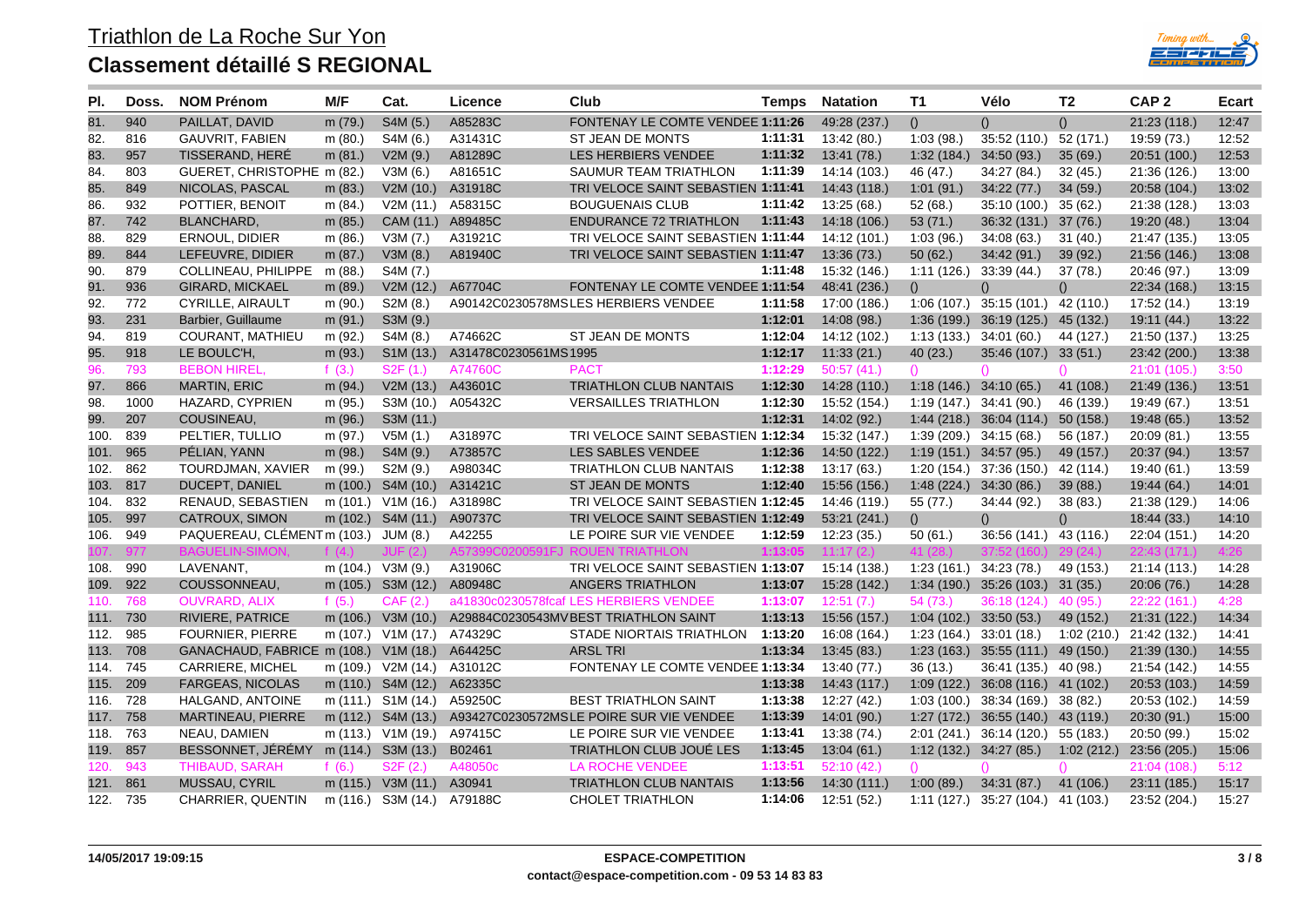# Triathlon de La Roche Sur Yon

## Classement détaillé S REGIONAL

| Pl. | Doss. | NOM Prénom | M/F | Cat. | Licence | Club | Temps | Natation | T1 | Vélo | T2 | CAP 2 | Ecart |
|---|---|---|---|---|---|---|---|---|---|---|---|---|---|
| 81. | 940 | PAILLAT, DAVID | m (79.) | S4M (5.) | A85283C | FONTENAY LE COMTE VENDEE | 1:11:26 | 49:28 (237.) | () | () | () | 21:23 (118.) | 12:47 |
| 82. | 816 | GAUVRIT, FABIEN | m (80.) | S4M (6.) | A31431C | ST JEAN DE MONTS | 1:11:31 | 13:42 (80.) | 1:03 (98.) | 35:52 (110.) | 52 (171.) | 19:59 (73.) | 12:52 |
| 83. | 957 | TISSERAND, HERÉ | m (81.) | V2M (9.) | A81289C | LES HERBIERS VENDEE | 1:11:32 | 13:41 (78.) | 1:32 (184.) | 34:50 (93.) | 35 (69.) | 20:51 (100.) | 12:53 |
| 84. | 803 | GUERET, CHRISTOPHE | m (82.) | V3M (6.) | A81651C | SAUMUR TEAM TRIATHLON | 1:11:39 | 14:14 (103.) | 46 (47.) | 34:27 (84.) | 32 (45.) | 21:36 (126.) | 13:00 |
| 85. | 849 | NICOLAS, PASCAL | m (83.) | V2M (10.) | A31918C | TRI VELOCE SAINT SEBASTIEN | 1:11:41 | 14:43 (118.) | 1:01 (91.) | 34:22 (77.) | 34 (59.) | 20:58 (104.) | 13:02 |
| 86. | 932 | POTTIER, BENOIT | m (84.) | V2M (11.) | A58315C | BOUGUENAIS CLUB | 1:11:42 | 13:25 (68.) | 52 (68.) | 35:10 (100.) | 35 (62.) | 21:38 (128.) | 13:03 |
| 87. | 742 | BLANCHARD, | m (85.) | CAM (11.) | A89485C | ENDURANCE 72 TRIATHLON | 1:11:43 | 14:18 (106.) | 53 (71.) | 36:32 (131.) | 37 (76.) | 19:20 (48.) | 13:04 |
| 88. | 829 | ERNOUL, DIDIER | m (86.) | V3M (7.) | A31921C | TRI VELOCE SAINT SEBASTIEN | 1:11:44 | 14:12 (101.) | 1:03 (96.) | 34:08 (63.) | 31 (40.) | 21:47 (135.) | 13:05 |
| 89. | 844 | LEFEUVRE, DIDIER | m (87.) | V3M (8.) | A81940C | TRI VELOCE SAINT SEBASTIEN | 1:11:47 | 13:36 (73.) | 50 (62.) | 34:42 (91.) | 39 (92.) | 21:56 (146.) | 13:08 |
| 90. | 879 | COLLINEAU, PHILIPPE | m (88.) | S4M (7.) | | | 1:11:48 | 15:32 (146.) | 1:11 (126.) | 33:39 (44.) | 37 (78.) | 20:46 (97.) | 13:09 |
| 91. | 936 | GIRARD, MICKAEL | m (89.) | V2M (12.) | A67704C | FONTENAY LE COMTE VENDEE | 1:11:54 | 48:41 (236.) | () | () | () | 22:34 (168.) | 13:15 |
| 92. | 772 | CYRILLE, AIRAULT | m (90.) | S2M (8.) | A90142C0230578MS | LES HERBIERS VENDEE | 1:11:58 | 17:00 (186.) | 1:06 (107.) | 35:15 (101.) | 42 (110.) | 17:52 (14.) | 13:19 |
| 93. | 231 | Barbier, Guillaume | m (91.) | S3M (9.) | | | 1:12:01 | 14:08 (98.) | 1:36 (199.) | 36:19 (125.) | 45 (132.) | 19:11 (44.) | 13:22 |
| 94. | 819 | COURANT, MATHIEU | m (92.) | S4M (8.) | A74662C | ST JEAN DE MONTS | 1:12:04 | 14:12 (102.) | 1:13 (133.) | 34:01 (60.) | 44 (127.) | 21:50 (137.) | 13:25 |
| 95. | 918 | LE BOULC'H, | m (93.) | S1M (13.) | A31478C0230561MS1995 | | 1:12:17 | 11:33 (21.) | 40 (23.) | 35:46 (107.) | 33 (51.) | 23:42 (200.) | 13:38 |
| 96. | 793 | BEBON HIREL, | f (3.) | S2F (1.) | A74760C | PACT | 1:12:29 | 50:57 (41.) | () | () | () | 21:01 (105.) | 3:50 |
| 97. | 866 | MARTIN, ERIC | m (94.) | V2M (13.) | A43601C | TRIATHLON CLUB NANTAIS | 1:12:30 | 14:28 (110.) | 1:18 (146.) | 34:10 (65.) | 41 (108.) | 21:49 (136.) | 13:51 |
| 98. | 1000 | HAZARD, CYPRIEN | m (95.) | S3M (10.) | A05432C | VERSAILLES TRIATHLON | 1:12:30 | 15:52 (154.) | 1:19 (147.) | 34:41 (90.) | 46 (139.) | 19:49 (67.) | 13:51 |
| 99. | 207 | COUSINEAU, | m (96.) | S3M (11.) | | | 1:12:31 | 14:02 (92.) | 1:44 (218.) | 36:04 (114.) | 50 (158.) | 19:48 (65.) | 13:52 |
| 100. | 839 | PELTIER, TULLIO | m (97.) | V5M (1.) | A31897C | TRI VELOCE SAINT SEBASTIEN | 1:12:34 | 15:32 (147.) | 1:39 (209.) | 34:15 (68.) | 56 (187.) | 20:09 (81.) | 13:55 |
| 101. | 965 | PÉLIAN, YANN | m (98.) | S4M (9.) | A73857C | LES SABLES VENDEE | 1:12:36 | 14:50 (122.) | 1:19 (151.) | 34:57 (95.) | 49 (157.) | 20:37 (94.) | 13:57 |
| 102. | 862 | TOURDJMAN, XAVIER | m (99.) | S2M (9.) | A98034C | TRIATHLON CLUB NANTAIS | 1:12:38 | 13:17 (63.) | 1:20 (154.) | 37:36 (150.) | 42 (114.) | 19:40 (61.) | 13:59 |
| 103. | 817 | DUCEPT, DANIEL | m (100.) | S4M (10.) | A31421C | ST JEAN DE MONTS | 1:12:40 | 15:56 (156.) | 1:48 (224.) | 34:30 (86.) | 39 (88.) | 19:44 (64.) | 14:01 |
| 104. | 832 | RENAUD, SEBASTIEN | m (101.) | V1M (16.) | A31898C | TRI VELOCE SAINT SEBASTIEN | 1:12:45 | 14:46 (119.) | 55 (77.) | 34:44 (92.) | 38 (83.) | 21:38 (129.) | 14:06 |
| 105. | 997 | CATROUX, SIMON | m (102.) | S4M (11.) | A90737C | TRI VELOCE SAINT SEBASTIEN | 1:12:49 | 53:21 (241.) | () | () | () | 18:44 (33.) | 14:10 |
| 106. | 949 | PAQUEREAU, CLÉMENT | m (103.) | JUM (8.) | A42255 | LE POIRE SUR VIE VENDEE | 1:12:59 | 12:23 (35.) | 50 (61.) | 36:56 (141.) | 43 (116.) | 22:04 (151.) | 14:20 |
| 107. | 977 | BAGUELIN-SIMON, | f (4.) | JUF (2.) | A57399C0200591FJ | ROUEN TRIATHLON | 1:13:05 | 11:17 (2.) | 41 (28.) | 37:52 (160.) | 29 (24.) | 22:43 (171.) | 4:26 |
| 108. | 990 | LAVENANT, | m (104.) | V3M (9.) | A31906C | TRI VELOCE SAINT SEBASTIEN | 1:13:07 | 15:14 (138.) | 1:23 (161.) | 34:23 (78.) | 49 (153.) | 21:14 (113.) | 14:28 |
| 109. | 922 | COUSSONNEAU, | m (105.) | S3M (12.) | A80948C | ANGERS TRIATHLON | 1:13:07 | 15:28 (142.) | 1:34 (190.) | 35:26 (103.) | 31 (35.) | 20:06 (76.) | 14:28 |
| 110. | 768 | OUVRARD, ALIX | f (5.) | CAF (2.) | a41830c0230578fcaf | LES HERBIERS VENDEE | 1:13:07 | 12:51 (7.) | 54 (73.) | 36:18 (124.) | 40 (95.) | 22:22 (161.) | 4:28 |
| 111. | 730 | RIVIERE, PATRICE | m (106.) | V3M (10.) | A29884C0230543MV | BEST TRIATHLON SAINT | 1:13:13 | 15:56 (157.) | 1:04 (102.) | 33:50 (53.) | 49 (152.) | 21:31 (122.) | 14:34 |
| 112. | 985 | FOURNIER, PIERRE | m (107.) | V1M (17.) | A74329C | STADE NIORTAIS TRIATHLON | 1:13:20 | 16:08 (164.) | 1:23 (164.) | 33:01 (18.) | 1:02 (210.) | 21:42 (132.) | 14:41 |
| 113. | 708 | GANACHAUD, FABRICE | m (108.) | V1M (18.) | A64425C | ARSL TRI | 1:13:34 | 13:45 (83.) | 1:23 (163.) | 35:55 (111.) | 49 (150.) | 21:39 (130.) | 14:55 |
| 114. | 745 | CARRIERE, MICHEL | m (109.) | V2M (14.) | A31012C | FONTENAY LE COMTE VENDEE | 1:13:34 | 13:40 (77.) | 36 (13.) | 36:41 (135.) | 40 (98.) | 21:54 (142.) | 14:55 |
| 115. | 209 | FARGEAS, NICOLAS | m (110.) | S4M (12.) | A62335C | | 1:13:38 | 14:43 (117.) | 1:09 (122.) | 36:08 (116.) | 41 (102.) | 20:53 (103.) | 14:59 |
| 116. | 728 | HALGAND, ANTOINE | m (111.) | S1M (14.) | A59250C | BEST TRIATHLON SAINT | 1:13:38 | 12:27 (42.) | 1:03 (100.) | 38:34 (169.) | 38 (82.) | 20:53 (102.) | 14:59 |
| 117. | 758 | MARTINEAU, PIERRE | m (112.) | S4M (13.) | A93427C0230572MS | LE POIRE SUR VIE VENDEE | 1:13:39 | 14:01 (90.) | 1:27 (172.) | 36:55 (140.) | 43 (119.) | 20:30 (91.) | 15:00 |
| 118. | 763 | NEAU, DAMIEN | m (113.) | V1M (19.) | A97415C | LE POIRE SUR VIE VENDEE | 1:13:41 | 13:38 (74.) | 2:01 (241.) | 36:14 (120.) | 55 (183.) | 20:50 (99.) | 15:02 |
| 119. | 857 | BESSONNET, JÉRÉMY | m (114.) | S3M (13.) | B02461 | TRIATHLON CLUB JOUÉ LES | 1:13:45 | 13:04 (61.) | 1:12 (132.) | 34:27 (85.) | 1:02 (212.) | 23:56 (205.) | 15:06 |
| 120. | 943 | THIBAUD, SARAH | f (6.) | S2F (2.) | A48050c | LA ROCHE VENDEE | 1:13:51 | 52:10 (42.) | () | () | () | 21:04 (108.) | 5:12 |
| 121. | 861 | MUSSAU, CYRIL | m (115.) | V3M (11.) | A30941 | TRIATHLON CLUB NANTAIS | 1:13:56 | 14:30 (111.) | 1:00 (89.) | 34:31 (87.) | 41 (106.) | 23:11 (185.) | 15:17 |
| 122. | 735 | CHARRIER, QUENTIN | m (116.) | S3M (14.) | A79188C | CHOLET TRIATHLON | 1:14:06 | 12:51 (52.) | 1:11 (127.) | 35:27 (104.) | 41 (103.) | 23:52 (204.) | 15:27 |

**14/05/2017 19:09:15** **ESPACE-COMPETITION** **contact@espace-competition.com - 09 53 14 83 83**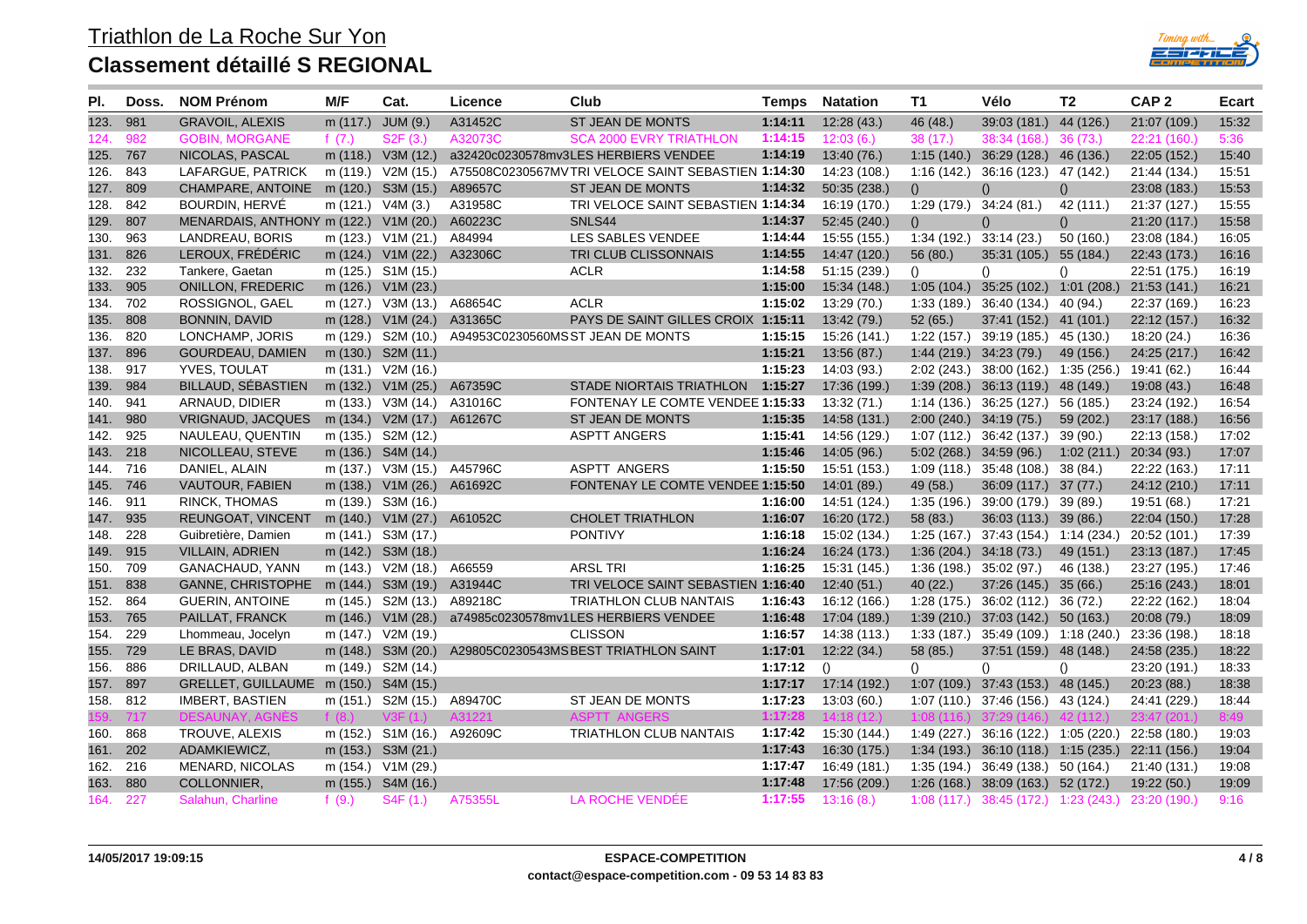# Triathlon de La Roche Sur Yon

## Classement détaillé S REGIONAL

| Pl. | Doss. | NOM Prénom | M/F | Cat. | Licence | Club | Temps | Natation | T1 | Vélo | T2 | CAP 2 | Ecart |
|---|---|---|---|---|---|---|---|---|---|---|---|---|---|
| 123. | 981 | GRAVOIL, ALEXIS | m (117.) | JUM (9.) | A31452C | ST JEAN DE MONTS | 1:14:11 | 12:28 (43.) | 46 (48.) | 39:03 (181.) | 44 (126.) | 21:07 (109.) | 15:32 |
| 124. | 982 | GOBIN, MORGANE | f (7.) | S2F (3.) | A32073C | SCA 2000 EVRY TRIATHLON | 1:14:15 | 12:03 (6.) | 38 (17.) | 38:34 (168.) | 36 (73.) | 22:21 (160.) | 5:36 |
| 125. | 767 | NICOLAS, PASCAL | m (118.) | V3M (12.) | a32420c0230578mv3 | LES HERBIERS VENDEE | 1:14:19 | 13:40 (76.) | 1:15 (140.) | 36:29 (128.) | 46 (136.) | 22:05 (152.) | 15:40 |
| 126. | 843 | LAFARGUE, PATRICK | m (119.) | V2M (15.) | A75508C0230567MV | TRI VELOCE SAINT SEBASTIEN | 1:14:30 | 14:23 (108.) | 1:16 (142.) | 36:16 (123.) | 47 (142.) | 21:44 (134.) | 15:51 |
| 127. | 809 | CHAMPARE, ANTOINE | m (120.) | S3M (15.) | A89657C | ST JEAN DE MONTS | 1:14:32 | 50:35 (238.) | () | () | () | 23:08 (183.) | 15:53 |
| 128. | 842 | BOURDIN, HERVÉ | m (121.) | V4M (3.) | A31958C | TRI VELOCE SAINT SEBASTIEN | 1:14:34 | 16:19 (170.) | 1:29 (179.) | 34:24 (81.) | 42 (111.) | 21:37 (127.) | 15:55 |
| 129. | 807 | MENARDAIS, ANTHONY | m (122.) | V1M (20.) | A60223C | SNLS44 | 1:14:37 | 52:45 (240.) | () | () | () | 21:20 (117.) | 15:58 |
| 130. | 963 | LANDREAU, BORIS | m (123.) | V1M (21.) | A84994 | LES SABLES VENDEE | 1:14:44 | 15:55 (155.) | 1:34 (192.) | 33:14 (23.) | 50 (160.) | 23:08 (184.) | 16:05 |
| 131. | 826 | LEROUX, FRÉDÉRIC | m (124.) | V1M (22.) | A32306C | TRI CLUB CLISSONNAIS | 1:14:55 | 14:47 (120.) | 56 (80.) | 35:31 (105.) | 55 (184.) | 22:43 (173.) | 16:16 |
| 132. | 232 | Tankere, Gaetan | m (125.) | S1M (15.) | | ACLR | 1:14:58 | 51:15 (239.) | () | () | () | 22:51 (175.) | 16:19 |
| 133. | 905 | ONILLON, FREDERIC | m (126.) | V1M (23.) | | | 1:15:00 | 15:34 (148.) | 1:05 (104.) | 35:25 (102.) | 1:01 (208.) | 21:53 (141.) | 16:21 |
| 134. | 702 | ROSSIGNOL, GAEL | m (127.) | V3M (13.) | A68654C | ACLR | 1:15:02 | 13:29 (70.) | 1:33 (189.) | 36:40 (134.) | 40 (94.) | 22:37 (169.) | 16:23 |
| 135. | 808 | BONNIN, DAVID | m (128.) | V1M (24.) | A31365C | PAYS DE SAINT GILLES CROIX | 1:15:11 | 13:42 (79.) | 52 (65.) | 37:41 (152.) | 41 (101.) | 22:12 (157.) | 16:32 |
| 136. | 820 | LONCHAMP, JORIS | m (129.) | S2M (10.) | A94953C0230560MS | ST JEAN DE MONTS | 1:15:15 | 15:26 (141.) | 1:22 (157.) | 39:19 (185.) | 45 (130.) | 18:20 (24.) | 16:36 |
| 137. | 896 | GOURDEAU, DAMIEN | m (130.) | S2M (11.) | | | 1:15:21 | 13:56 (87.) | 1:44 (219.) | 34:23 (79.) | 49 (156.) | 24:25 (217.) | 16:42 |
| 138. | 917 | YVES, TOULAT | m (131.) | V2M (16.) | | | 1:15:23 | 14:03 (93.) | 2:02 (243.) | 38:00 (162.) | 1:35 (256.) | 19:41 (62.) | 16:44 |
| 139. | 984 | BILLAUD, SÉBASTIEN | m (132.) | V1M (25.) | A67359C | STADE NIORTAIS TRIATHLON | 1:15:27 | 17:36 (199.) | 1:39 (208.) | 36:13 (119.) | 48 (149.) | 19:08 (43.) | 16:48 |
| 140. | 941 | ARNAUD, DIDIER | m (133.) | V3M (14.) | A31016C | FONTENAY LE COMTE VENDEE | 1:15:33 | 13:32 (71.) | 1:14 (136.) | 36:25 (127.) | 56 (185.) | 23:24 (192.) | 16:54 |
| 141. | 980 | VRIGNAUD, JACQUES | m (134.) | V2M (17.) | A61267C | ST JEAN DE MONTS | 1:15:35 | 14:58 (131.) | 2:00 (240.) | 34:19 (75.) | 59 (202.) | 23:17 (188.) | 16:56 |
| 142. | 925 | NAULEAU, QUENTIN | m (135.) | S2M (12.) | | ASPTT ANGERS | 1:15:41 | 14:56 (129.) | 1:07 (112.) | 36:42 (137.) | 39 (90.) | 22:13 (158.) | 17:02 |
| 143. | 218 | NICOLLEAU, STEVE | m (136.) | S4M (14.) | | | 1:15:46 | 14:05 (96.) | 5:02 (268.) | 34:59 (96.) | 1:02 (211.) | 20:34 (93.) | 17:07 |
| 144. | 716 | DANIEL, ALAIN | m (137.) | V3M (15.) | A45796C | ASPTT ANGERS | 1:15:50 | 15:51 (153.) | 1:09 (118.) | 35:48 (108.) | 38 (84.) | 22:22 (163.) | 17:11 |
| 145. | 746 | VAUTOUR, FABIEN | m (138.) | V1M (26.) | A61692C | FONTENAY LE COMTE VENDEE | 1:15:50 | 14:01 (89.) | 49 (58.) | 36:09 (117.) | 37 (77.) | 24:12 (210.) | 17:11 |
| 146. | 911 | RINCK, THOMAS | m (139.) | S3M (16.) | | | 1:16:00 | 14:51 (124.) | 1:35 (196.) | 39:00 (179.) | 39 (89.) | 19:51 (68.) | 17:21 |
| 147. | 935 | REUNGOAT, VINCENT | m (140.) | V1M (27.) | A61052C | CHOLET TRIATHLON | 1:16:07 | 16:20 (172.) | 58 (83.) | 36:03 (113.) | 39 (86.) | 22:04 (150.) | 17:28 |
| 148. | 228 | Guibretière, Damien | m (141.) | S3M (17.) | | PONTIVY | 1:16:18 | 15:02 (134.) | 1:25 (167.) | 37:43 (154.) | 1:14 (234.) | 20:52 (101.) | 17:39 |
| 149. | 915 | VILLAIN, ADRIEN | m (142.) | S3M (18.) | | | 1:16:24 | 16:24 (173.) | 1:36 (204.) | 34:18 (73.) | 49 (151.) | 23:13 (187.) | 17:45 |
| 150. | 709 | GANACHAUD, YANN | m (143.) | V2M (18.) | A66559 | ARSL TRI | 1:16:25 | 15:31 (145.) | 1:36 (198.) | 35:02 (97.) | 46 (138.) | 23:27 (195.) | 17:46 |
| 151. | 838 | GANNE, CHRISTOPHE | m (144.) | S3M (19.) | A31944C | TRI VELOCE SAINT SEBASTIEN | 1:16:40 | 12:40 (51.) | 40 (22.) | 37:26 (145.) | 35 (66.) | 25:16 (243.) | 18:01 |
| 152. | 864 | GUERIN, ANTOINE | m (145.) | S2M (13.) | A89218C | TRIATHLON CLUB NANTAIS | 1:16:43 | 16:12 (166.) | 1:28 (175.) | 36:02 (112.) | 36 (72.) | 22:22 (162.) | 18:04 |
| 153. | 765 | PAILLAT, FRANCK | m (146.) | V1M (28.) | a74985c0230578mv1 | LES HERBIERS VENDEE | 1:16:48 | 17:04 (189.) | 1:39 (210.) | 37:03 (142.) | 50 (163.) | 20:08 (79.) | 18:09 |
| 154. | 229 | Lhommeau, Jocelyn | m (147.) | V2M (19.) | | CLISSON | 1:16:57 | 14:38 (113.) | 1:33 (187.) | 35:49 (109.) | 1:18 (240.) | 23:36 (198.) | 18:18 |
| 155. | 729 | LE BRAS, DAVID | m (148.) | S3M (20.) | A29805C0230543MS | BEST TRIATHLON SAINT | 1:17:01 | 12:22 (34.) | 58 (85.) | 37:51 (159.) | 48 (148.) | 24:58 (235.) | 18:22 |
| 156. | 886 | DRILLAUD, ALBAN | m (149.) | S2M (14.) | | | 1:17:12 | () | () | () | () | 23:20 (191.) | 18:33 |
| 157. | 897 | GRELLET, GUILLAUME | m (150.) | S4M (15.) | | | 1:17:17 | 17:14 (192.) | 1:07 (109.) | 37:43 (153.) | 48 (145.) | 20:23 (88.) | 18:38 |
| 158. | 812 | IMBERT, BASTIEN | m (151.) | S2M (15.) | A89470C | ST JEAN DE MONTS | 1:17:23 | 13:03 (60.) | 1:07 (110.) | 37:46 (156.) | 43 (124.) | 24:41 (229.) | 18:44 |
| 159. | 717 | DESAUNAY, AGNÈS | f (8.) | V3F (1.) | A31221 | ASPTT ANGERS | 1:17:28 | 14:18 (12.) | 1:08 (116.) | 37:29 (146.) | 42 (112.) | 23:47 (201.) | 8:49 |
| 160. | 868 | TROUVE, ALEXIS | m (152.) | S1M (16.) | A92609C | TRIATHLON CLUB NANTAIS | 1:17:42 | 15:30 (144.) | 1:49 (227.) | 36:16 (122.) | 1:05 (220.) | 22:58 (180.) | 19:03 |
| 161. | 202 | ADAMKIEWICZ, | m (153.) | S3M (21.) | | | 1:17:43 | 16:30 (175.) | 1:34 (193.) | 36:10 (118.) | 1:15 (235.) | 22:11 (156.) | 19:04 |
| 162. | 216 | MENARD, NICOLAS | m (154.) | V1M (29.) | | | 1:17:47 | 16:49 (181.) | 1:35 (194.) | 36:49 (138.) | 50 (164.) | 21:40 (131.) | 19:08 |
| 163. | 880 | COLLONNIER, | m (155.) | S4M (16.) | | | 1:17:48 | 17:56 (209.) | 1:26 (168.) | 38:09 (163.) | 52 (172.) | 19:22 (50.) | 19:09 |
| 164. | 227 | Salahun, Charline | f (9.) | S4F (1.) | A75355L | LA ROCHE VENDÉE | 1:17:55 | 13:16 (8.) | 1:08 (117.) | 38:45 (172.) | 1:23 (243.) | 23:20 (190.) | 9:16 |

14/05/2017 19:09:15

**ESPACE-COMPETITION**
**contact@espace-competition.com - 09 53 14 83 83**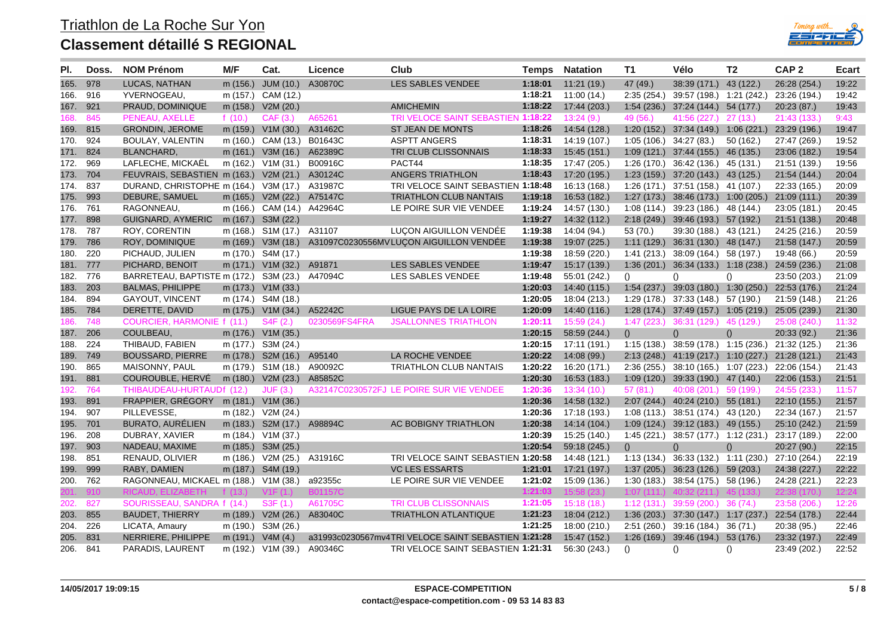# Triathlon de La Roche Sur Yon

## Classement détaillé S REGIONAL

| Pl. | Doss. | NOM Prénom | M/F | Cat. | Licence | Club | Temps | Natation | T1 | Vélo | T2 | CAP 2 | Ecart |
|---|---|---|---|---|---|---|---|---|---|---|---|---|---|
| 165. | 978 | LUCAS, NATHAN | m (156.) | JUM (10.) | A30870C | LES SABLES VENDEE | 1:18:01 | 11:21 (19.) | 47 (49.) | 38:39 (171.) | 43 (122.) | 26:28 (254.) | 19:22 |
| 166. | 916 | YVERNOGEAU, | m (157.) | CAM (12.) | | | 1:18:21 | 11:00 (14.) | 2:35 (254.) | 39:57 (198.) | 1:21 (242.) | 23:26 (194.) | 19:42 |
| 167. | 921 | PRAUD, DOMINIQUE | m (158.) | V2M (20.) | | AMICHEMIN | 1:18:22 | 17:44 (203.) | 1:54 (236.) | 37:24 (144.) | 54 (177.) | 20:23 (87.) | 19:43 |
| 168. | 845 | PENEAU, AXELLE | f (10.) | CAF (3.) | A65261 | TRI VELOCE SAINT SEBASTIEN | 1:18:22 | 13:24 (9.) | 49 (56.) | 41:56 (227.) | 27 (13.) | 21:43 (133.) | 9:43 |
| 169. | 815 | GRONDIN, JEROME | m (159.) | V1M (30.) | A31462C | ST JEAN DE MONTS | 1:18:26 | 14:54 (128.) | 1:20 (152.) | 37:34 (149.) | 1:06 (221.) | 23:29 (196.) | 19:47 |
| 170. | 924 | BOULAY, VALENTIN | m (160.) | CAM (13.) | B01643C | ASPTT ANGERS | 1:18:31 | 14:19 (107.) | 1:05 (106.) | 34:27 (83.) | 50 (162.) | 27:47 (269.) | 19:52 |
| 171. | 824 | BLANCHARD, | m (161.) | V3M (16.) | A62389C | TRI CLUB CLISSONNAIS | 1:18:33 | 15:45 (151.) | 1:09 (121.) | 37:44 (155.) | 46 (135.) | 23:06 (182.) | 19:54 |
| 172. | 969 | LAFLECHE, MICKAËL | m (162.) | V1M (31.) | B00916C | PACT44 | 1:18:35 | 17:47 (205.) | 1:26 (170.) | 36:42 (136.) | 45 (131.) | 21:51 (139.) | 19:56 |
| 173. | 704 | FEUVRAIS, SEBASTIEN | m (163.) | V2M (21.) | A30124C | ANGERS TRIATHLON | 1:18:43 | 17:20 (195.) | 1:23 (159.) | 37:20 (143.) | 43 (125.) | 21:54 (144.) | 20:04 |
| 174. | 837 | DURAND, CHRISTOPHE | m (164.) | V3M (17.) | A31987C | TRI VELOCE SAINT SEBASTIEN | 1:18:48 | 16:13 (168.) | 1:26 (171.) | 37:51 (158.) | 41 (107.) | 22:33 (165.) | 20:09 |
| 175. | 993 | DEBURE, SAMUEL | m (165.) | V2M (22.) | A75147C | TRIATHLON CLUB NANTAIS | 1:19:18 | 16:53 (182.) | 1:27 (173.) | 38:46 (173.) | 1:00 (205.) | 21:09 (111.) | 20:39 |
| 176. | 761 | RAGONNEAU, | m (166.) | CAM (14.) | A42964C | LE POIRE SUR VIE VENDEE | 1:19:24 | 14:57 (130.) | 1:08 (114.) | 39:23 (186.) | 48 (144.) | 23:05 (181.) | 20:45 |
| 177. | 898 | GUIGNARD, AYMERIC | m (167.) | S3M (22.) | | | 1:19:27 | 14:32 (112.) | 2:18 (249.) | 39:46 (193.) | 57 (192.) | 21:51 (138.) | 20:48 |
| 178. | 787 | ROY, CORENTIN | m (168.) | S1M (17.) | A31107 | LUÇON AIGUILLON VENDÉE | 1:19:38 | 14:04 (94.) | 53 (70.) | 39:30 (188.) | 43 (121.) | 24:25 (216.) | 20:59 |
| 179. | 786 | ROY, DOMINIQUE | m (169.) | V3M (18.) | A31097C0230556MV | LUÇON AIGUILLON VENDÉE | 1:19:38 | 19:07 (225.) | 1:11 (129.) | 36:31 (130.) | 48 (147.) | 21:58 (147.) | 20:59 |
| 180. | 220 | PICHAUD, JULIEN | m (170.) | S4M (17.) | | | 1:19:38 | 18:59 (220.) | 1:41 (213.) | 38:09 (164.) | 58 (197.) | 19:48 (66.) | 20:59 |
| 181. | 777 | PICHARD, BENOIT | m (171.) | V1M (32.) | A91871 | LES SABLES VENDEE | 1:19:47 | 15:17 (139.) | 1:36 (201.) | 36:34 (133.) | 1:18 (238.) | 24:59 (236.) | 21:08 |
| 182. | 776 | BARRETEAU, BAPTISTE | m (172.) | S3M (23.) | A47094C | LES SABLES VENDEE | 1:19:48 | 55:01 (242.) | () | () | () | 23:50 (203.) | 21:09 |
| 183. | 203 | BALMAS, PHILIPPE | m (173.) | V1M (33.) | | | 1:20:03 | 14:40 (115.) | 1:54 (237.) | 39:03 (180.) | 1:30 (250.) | 22:53 (176.) | 21:24 |
| 184. | 894 | GAYOUT, VINCENT | m (174.) | S4M (18.) | | | 1:20:05 | 18:04 (213.) | 1:29 (178.) | 37:33 (148.) | 57 (190.) | 21:59 (148.) | 21:26 |
| 185. | 784 | DERETTE, DAVID | m (175.) | V1M (34.) | A52242C | LIGUE PAYS DE LA LOIRE | 1:20:09 | 14:40 (116.) | 1:28 (174.) | 37:49 (157.) | 1:05 (219.) | 25:05 (239.) | 21:30 |
| 186. | 748 | COURCIER, HARMONIE | f (11.) | S4F (2.) | 0230569FS4FRA | JSALLONNES TRIATHLON | 1:20:11 | 15:59 (24.) | 1:47 (223.) | 36:31 (129.) | 45 (129.) | 25:08 (240.) | 11:32 |
| 187. | 206 | COULBEAU, | m (176.) | V1M (35.) | | | 1:20:15 | 58:59 (244.) | () | () | () | 20:33 (92.) | 21:36 |
| 188. | 224 | THIBAUD, FABIEN | m (177.) | S3M (24.) | | | 1:20:15 | 17:11 (191.) | 1:15 (138.) | 38:59 (178.) | 1:15 (236.) | 21:32 (125.) | 21:36 |
| 189. | 749 | BOUSSARD, PIERRE | m (178.) | S2M (16.) | A95140 | LA ROCHE VENDEE | 1:20:22 | 14:08 (99.) | 2:13 (248.) | 41:19 (217.) | 1:10 (227.) | 21:28 (121.) | 21:43 |
| 190. | 865 | MAISONNY, PAUL | m (179.) | S1M (18.) | A90092C | TRIATHLON CLUB NANTAIS | 1:20:22 | 16:20 (171.) | 2:36 (255.) | 38:10 (165.) | 1:07 (223.) | 22:06 (154.) | 21:43 |
| 191. | 881 | COUROUBLE, HERVÉ | m (180.) | V2M (23.) | A85852C | | 1:20:30 | 16:53 (183.) | 1:09 (120.) | 39:33 (190.) | 47 (140.) | 22:06 (153.) | 21:51 |
| 192. | 764 | THIBAUDEAU-HURTAUD | f (12.) | JUF (3.) | A32147C0230572FJ | LE POIRE SUR VIE VENDEE | 1:20:36 | 13:34 (10.) | 57 (81.) | 40:08 (201.) | 59 (199.) | 24:55 (233.) | 11:57 |
| 193. | 891 | FRAPPIER, GRÉGORY | m (181.) | V1M (36.) | | | 1:20:36 | 14:58 (132.) | 2:07 (244.) | 40:24 (210.) | 55 (181.) | 22:10 (155.) | 21:57 |
| 194. | 907 | PILLEVESSE, | m (182.) | V2M (24.) | | | 1:20:36 | 17:18 (193.) | 1:08 (113.) | 38:51 (174.) | 43 (120.) | 22:34 (167.) | 21:57 |
| 195. | 701 | BURATO, AURÉLIEN | m (183.) | S2M (17.) | A98894C | AC BOBIGNY TRIATHLON | 1:20:38 | 14:14 (104.) | 1:09 (124.) | 39:12 (183.) | 49 (155.) | 25:10 (242.) | 21:59 |
| 196. | 208 | DUBRAY, XAVIER | m (184.) | V1M (37.) | | | 1:20:39 | 15:25 (140.) | 1:45 (221.) | 38:57 (177.) | 1:12 (231.) | 23:17 (189.) | 22:00 |
| 197. | 903 | NADEAU, MAXIME | m (185.) | S3M (25.) | | | 1:20:54 | 59:18 (245.) | () | () | () | 20:27 (90.) | 22:15 |
| 198. | 851 | RENAUD, OLIVIER | m (186.) | V2M (25.) | A31916C | TRI VELOCE SAINT SEBASTIEN | 1:20:58 | 14:48 (121.) | 1:13 (134.) | 36:33 (132.) | 1:11 (230.) | 27:10 (264.) | 22:19 |
| 199. | 999 | RABY, DAMIEN | m (187.) | S4M (19.) | | VC LES ESSARTS | 1:21:01 | 17:21 (197.) | 1:37 (205.) | 36:23 (126.) | 59 (203.) | 24:38 (227.) | 22:22 |
| 200. | 762 | RAGONNEAU, MICKAEL | m (188.) | V1M (38.) | a92355c | LE POIRE SUR VIE VENDEE | 1:21:02 | 15:09 (136.) | 1:30 (183.) | 38:54 (175.) | 58 (196.) | 24:28 (221.) | 22:23 |
| 201. | 910 | RICAUD, ELIZABETH | f (13.) | V1F (1.) | B01157C | | 1:21:03 | 15:58 (23.) | 1:07 (111.) | 40:32 (211.) | 45 (133.) | 22:38 (170.) | 12:24 |
| 202. | 827 | SOURISSEAU, SANDRA | f (14.) | S3F (1.) | A61705C | TRI CLUB CLISSONNAIS | 1:21:05 | 15:18 (18.) | 1:12 (131.) | 39:59 (200.) | 36 (74.) | 23:58 (206.) | 12:26 |
| 203. | 855 | BAUDET, THIERRY | m (189.) | V2M (26.) | A83040C | TRIATHLON ATLANTIQUE | 1:21:23 | 18:04 (212.) | 1:36 (203.) | 37:30 (147.) | 1:17 (237.) | 22:54 (178.) | 22:44 |
| 204. | 226 | LICATA, Amaury | m (190.) | S3M (26.) | | | 1:21:25 | 18:00 (210.) | 2:51 (260.) | 39:16 (184.) | 36 (71.) | 20:38 (95.) | 22:46 |
| 205. | 831 | NERRIERE, PHILIPPE | m (191.) | V4M (4.) | a31993c0230567mv4 | TRI VELOCE SAINT SEBASTIEN | 1:21:28 | 15:47 (152.) | 1:26 (169.) | 39:46 (194.) | 53 (176.) | 23:32 (197.) | 22:49 |
| 206. | 841 | PARADIS, LAURENT | m (192.) | V1M (39.) | A90346C | TRI VELOCE SAINT SEBASTIEN | 1:21:31 | 56:30 (243.) | () | () | () | 23:49 (202.) | 22:52 |

14/05/2017 19:09:15

**ESPACE-COMPETITION**
**contact@espace-competition.com - 09 53 14 83 83**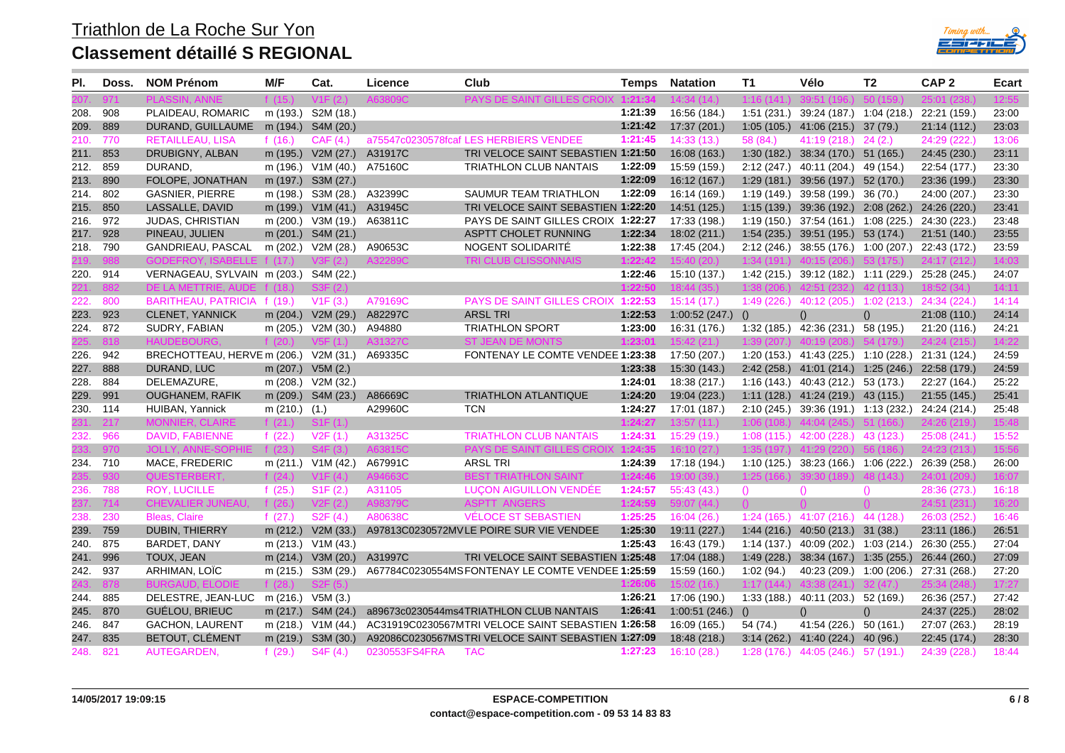# Triathlon de La Roche Sur Yon

## Classement détaillé S REGIONAL

| Pl. | Doss. | NOM Prénom | M/F | Cat. | Licence | Club | Temps | Natation | T1 | Vélo | T2 | CAP 2 | Ecart |
|---|---|---|---|---|---|---|---|---|---|---|---|---|---|
| 207. | 971 | PLASSIN, ANNE | f (15.) | V1F (2.) | A63809C | PAYS DE SAINT GILLES CROIX | 1:21:34 | 14:34 (14.) | 1:16 (141.) | 39:51 (196.) | 50 (159.) | 25:01 (238.) | 12:55 |
| 208. | 908 | PLAIDEAU, ROMARIC | m (193.) | S2M (18.) | | | 1:21:39 | 16:56 (184.) | 1:51 (231.) | 39:24 (187.) | 1:04 (218.) | 22:21 (159.) | 23:00 |
| 209. | 889 | DURAND, GUILLAUME | m (194.) | S4M (20.) | | | 1:21:42 | 17:37 (201.) | 1:05 (105.) | 41:06 (215.) | 37 (79.) | 21:14 (112.) | 23:03 |
| 210. | 770 | RETAILLEAU, LISA | f (16.) | CAF (4.) | a75547c0230578fcaf | LES HERBIERS VENDEE | 1:21:45 | 14:33 (13.) | 58 (84.) | 41:19 (218.) | 24 (2.) | 24:29 (222.) | 13:06 |
| 211. | 853 | DRUBIGNY, ALBAN | m (195.) | V2M (27.) | A31917C | TRI VELOCE SAINT SEBASTIEN | 1:21:50 | 16:08 (163.) | 1:30 (182.) | 38:34 (170.) | 51 (165.) | 24:45 (230.) | 23:11 |
| 212. | 859 | DURAND, | m (196.) | V1M (40.) | A75160C | TRIATHLON CLUB NANTAIS | 1:22:09 | 15:59 (159.) | 2:12 (247.) | 40:11 (204.) | 49 (154.) | 22:54 (177.) | 23:30 |
| 213. | 890 | FOLOPE, JONATHAN | m (197.) | S3M (27.) | | | 1:22:09 | 16:12 (167.) | 1:29 (181.) | 39:56 (197.) | 52 (170.) | 23:36 (199.) | 23:30 |
| 214. | 802 | GASNIER, PIERRE | m (198.) | S3M (28.) | A32399C | SAUMUR TEAM TRIATHLON | 1:22:09 | 16:14 (169.) | 1:19 (149.) | 39:58 (199.) | 36 (70.) | 24:00 (207.) | 23:30 |
| 215. | 850 | LASSALLE, DAVID | m (199.) | V1M (41.) | A31945C | TRI VELOCE SAINT SEBASTIEN | 1:22:20 | 14:51 (125.) | 1:15 (139.) | 39:36 (192.) | 2:08 (262.) | 24:26 (220.) | 23:41 |
| 216. | 972 | JUDAS, CHRISTIAN | m (200.) | V3M (19.) | A63811C | PAYS DE SAINT GILLES CROIX | 1:22:27 | 17:33 (198.) | 1:19 (150.) | 37:54 (161.) | 1:08 (225.) | 24:30 (223.) | 23:48 |
| 217. | 928 | PINEAU, JULIEN | m (201.) | S4M (21.) | | ASPTT CHOLET RUNNING | 1:22:34 | 18:02 (211.) | 1:54 (235.) | 39:51 (195.) | 53 (174.) | 21:51 (140.) | 23:55 |
| 218. | 790 | GANDRIEAU, PASCAL | m (202.) | V2M (28.) | A90653C | NOGENT SOLIDARITÉ | 1:22:38 | 17:45 (204.) | 2:12 (246.) | 38:55 (176.) | 1:00 (207.) | 22:43 (172.) | 23:59 |
| 219. | 988 | GODEFROY, ISABELLE | f (17.) | V3F (2.) | A32289C | TRI CLUB CLISSONNAIS | 1:22:42 | 15:40 (20.) | 1:34 (191.) | 40:15 (206.) | 53 (175.) | 24:17 (212.) | 14:03 |
| 220. | 914 | VERNAGEAU, SYLVAIN | m (203.) | S4M (22.) | | | 1:22:46 | 15:10 (137.) | 1:42 (215.) | 39:12 (182.) | 1:11 (229.) | 25:28 (245.) | 24:07 |
| 221. | 882 | DE LA METTRIE, AUDE | f (18.) | S3F (2.) | | | 1:22:50 | 18:44 (35.) | 1:38 (206.) | 42:51 (232.) | 42 (113.) | 18:52 (34.) | 14:11 |
| 222. | 800 | BARITHEAU, PATRICIA | f (19.) | V1F (3.) | A79169C | PAYS DE SAINT GILLES CROIX | 1:22:53 | 15:14 (17.) | 1:49 (226.) | 40:12 (205.) | 1:02 (213.) | 24:34 (224.) | 14:14 |
| 223. | 923 | CLENET, YANNICK | m (204.) | V2M (29.) | A82297C | ARSL TRI | 1:22:53 | 1:00:52 (247.) | () | () | () | 21:08 (110.) | 24:14 |
| 224. | 872 | SUDRY, FABIAN | m (205.) | V2M (30.) | A94880 | TRIATHLON SPORT | 1:23:00 | 16:31 (176.) | 1:32 (185.) | 42:36 (231.) | 58 (195.) | 21:20 (116.) | 24:21 |
| 225. | 818 | HAUDEBOURG, | f (20.) | V5F (1.) | A31327C | ST JEAN DE MONTS | 1:23:01 | 15:42 (21.) | 1:39 (207.) | 40:19 (208.) | 54 (179.) | 24:24 (215.) | 14:22 |
| 226. | 942 | BRECHOTTEAU, HERVE | m (206.) | V2M (31.) | A69335C | FONTENAY LE COMTE VENDEE | 1:23:38 | 17:50 (207.) | 1:20 (153.) | 41:43 (225.) | 1:10 (228.) | 21:31 (124.) | 24:59 |
| 227. | 888 | DURAND, LUC | m (207.) | V5M (2.) | | | 1:23:38 | 15:30 (143.) | 2:42 (258.) | 41:01 (214.) | 1:25 (246.) | 22:58 (179.) | 24:59 |
| 228. | 884 | DELEMAZURE, | m (208.) | V2M (32.) | | | 1:24:01 | 18:38 (217.) | 1:16 (143.) | 40:43 (212.) | 53 (173.) | 22:27 (164.) | 25:22 |
| 229. | 991 | OUGHANEM, RAFIK | m (209.) | S4M (23.) | A86669C | TRIATHLON ATLANTIQUE | 1:24:20 | 19:04 (223.) | 1:11 (128.) | 41:24 (219.) | 43 (115.) | 21:55 (145.) | 25:41 |
| 230. | 114 | HUIBAN, Yannick | m (210.) | (1.) | A29960C | TCN | 1:24:27 | 17:01 (187.) | 2:10 (245.) | 39:36 (191.) | 1:13 (232.) | 24:24 (214.) | 25:48 |
| 231. | 217 | MONNIER, CLAIRE | f (21.) | S1F (1.) | | | 1:24:27 | 13:57 (11.) | 1:06 (108.) | 44:04 (245.) | 51 (166.) | 24:26 (219.) | 15:48 |
| 232. | 966 | DAVID, FABIENNE | f (22.) | V2F (1.) | A31325C | TRIATHLON CLUB NANTAIS | 1:24:31 | 15:29 (19.) | 1:08 (115.) | 42:00 (228.) | 43 (123.) | 25:08 (241.) | 15:52 |
| 233. | 970 | JOLLY, ANNE-SOPHIE | f (23.) | S4F (3.) | A63815C | PAYS DE SAINT GILLES CROIX | 1:24:35 | 16:10 (27.) | 1:35 (197.) | 41:29 (220.) | 56 (186.) | 24:23 (213.) | 15:56 |
| 234. | 710 | MACE, FREDERIC | m (211.) | V1M (42.) | A67991C | ARSL TRI | 1:24:39 | 17:18 (194.) | 1:10 (125.) | 38:23 (166.) | 1:06 (222.) | 26:39 (258.) | 26:00 |
| 235. | 930 | QUESTERBERT, | f (24.) | V1F (4.) | A94663C | BEST TRIATHLON SAINT | 1:24:46 | 19:00 (39.) | 1:25 (166.) | 39:30 (189.) | 48 (143.) | 24:01 (209.) | 16:07 |
| 236. | 788 | ROY, LUCILLE | f (25.) | S1F (2.) | A31105 | LUÇON AIGUILLON VENDÉE | 1:24:57 | 55:43 (43.) | () | () | () | 28:36 (273.) | 16:18 |
| 237. | 714 | CHEVALIER JUNEAU, | f (26.) | V2F (2.) | A98379C | ASPTT ANGERS | 1:24:59 | 59:07 (44.) | () | () | () | 24:51 (231.) | 16:20 |
| 238. | 230 | Bleas, Claire | f (27.) | S2F (4.) | A80638C | VÉLOCE ST SEBASTIEN | 1:25:25 | 16:04 (26.) | 1:24 (165.) | 41:07 (216.) | 44 (128.) | 26:03 (252.) | 16:46 |
| 239. | 759 | DUBIN, THIERRY | m (212.) | V2M (33.) | A97813C0230572MV | LE POIRE SUR VIE VENDEE | 1:25:30 | 19:11 (227.) | 1:44 (216.) | 40:50 (213.) | 31 (38.) | 23:11 (186.) | 26:51 |
| 240. | 875 | BARDET, DANY | m (213.) | V1M (43.) | | | 1:25:43 | 16:43 (179.) | 1:14 (137.) | 40:09 (202.) | 1:03 (214.) | 26:30 (255.) | 27:04 |
| 241. | 996 | TOUX, JEAN | m (214.) | V3M (20.) | A31997C | TRI VELOCE SAINT SEBASTIEN | 1:25:48 | 17:04 (188.) | 1:49 (228.) | 38:34 (167.) | 1:35 (255.) | 26:44 (260.) | 27:09 |
| 242. | 937 | ARHIMAN, LOÏC | m (215.) | S3M (29.) | A67784C0230554MS | FONTENAY LE COMTE VENDEE | 1:25:59 | 15:59 (160.) | 1:02 (94.) | 40:23 (209.) | 1:00 (206.) | 27:31 (268.) | 27:20 |
| 243. | 878 | BURGAUD, ELODIE | f (28.) | S2F (5.) | | | 1:26:06 | 15:02 (16.) | 1:17 (144.) | 43:38 (241.) | 32 (47.) | 25:34 (248.) | 17:27 |
| 244. | 885 | DELESTRE, JEAN-LUC | m (216.) | V5M (3.) | | | 1:26:21 | 17:06 (190.) | 1:33 (188.) | 40:11 (203.) | 52 (169.) | 26:36 (257.) | 27:42 |
| 245. | 870 | GUÉLOU, BRIEUC | m (217.) | S4M (24.) | a89673c0230544ms4 | TRIATHLON CLUB NANTAIS | 1:26:41 | 1:00:51 (246.) | () | () | () | 24:37 (225.) | 28:02 |
| 246. | 847 | GACHON, LAURENT | m (218.) | V1M (44.) | AC31919C0230567MT | RI VELOCE SAINT SEBASTIEN | 1:26:58 | 16:09 (165.) | 54 (74.) | 41:54 (226.) | 50 (161.) | 27:07 (263.) | 28:19 |
| 247. | 835 | BETOUT, CLÉMENT | m (219.) | S3M (30.) | A92086C0230567MS | TRI VELOCE SAINT SEBASTIEN | 1:27:09 | 18:48 (218.) | 3:14 (262.) | 41:40 (224.) | 40 (96.) | 22:45 (174.) | 28:30 |
| 248. | 821 | AUTEGARDEN, | f (29.) | S4F (4.) | 0230553FS4FRA | TAC | 1:27:23 | 16:10 (28.) | 1:28 (176.) | 44:05 (246.) | 57 (191.) | 24:39 (228.) | 18:44 |

14/05/2017 19:09:15

ESPACE-COMPETITION
contact@espace-competition.com - 09 53 14 83 83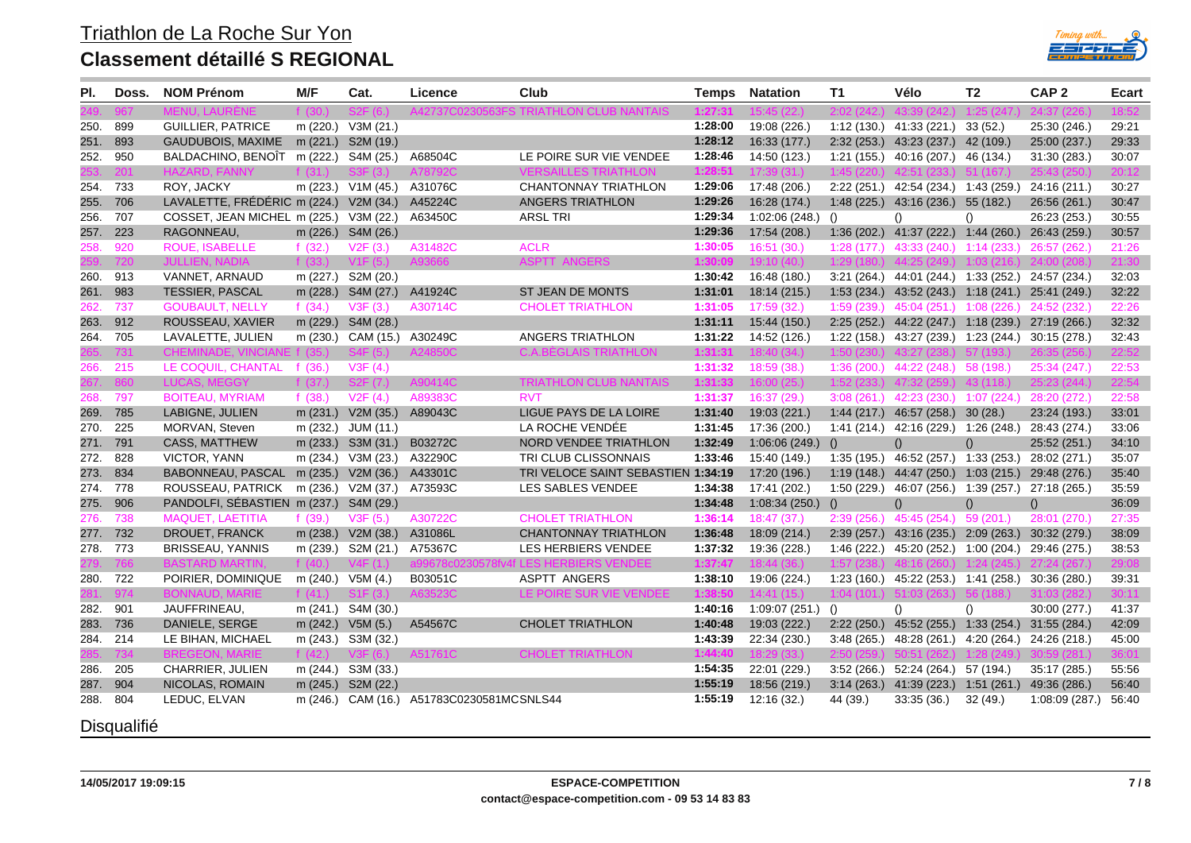# Triathlon de La Roche Sur Yon

## Classement détaillé S REGIONAL

| Pl. | Doss. | NOM Prénom | M/F | Cat. | Licence | Club | Temps | Natation | T1 | Vélo | T2 | CAP 2 | Ecart |
|---|---|---|---|---|---|---|---|---|---|---|---|---|---|
| 249. | 967 | MENU, LAURÈNE | f (30.) | S2F (6.) | A42737C0230563FS | TRIATHLON CLUB NANTAIS | 1:27:31 | 15:45 (22.) | 2:02 (242.) | 43:39 (242.) | 1:25 (247.) | 24:37 (226.) | 18:52 |
| 250. | 899 | GUILLIER, PATRICE | m (220.) | V3M (21.) | | | 1:28:00 | 19:08 (226.) | 1:12 (130.) | 41:33 (221.) | 33 (52.) | 25:30 (246.) | 29:21 |
| 251. | 893 | GAUDUBOIS, MAXIME | m (221.) | S2M (19.) | | | 1:28:12 | 16:33 (177.) | 2:32 (253.) | 43:23 (237.) | 42 (109.) | 25:00 (237.) | 29:33 |
| 252. | 950 | BALDACHINO, BENOÎT | m (222.) | S4M (25.) | A68504C | LE POIRE SUR VIE VENDEE | 1:28:46 | 14:50 (123.) | 1:21 (155.) | 40:16 (207.) | 46 (134.) | 31:30 (283.) | 30:07 |
| 253. | 201 | HAZARD, FANNY | f (31.) | S3F (3.) | A78792C | VERSAILLES TRIATHLON | 1:28:51 | 17:39 (31.) | 1:45 (220.) | 42:51 (233.) | 51 (167.) | 25:43 (250.) | 20:12 |
| 254. | 733 | ROY, JACKY | m (223.) | V1M (45.) | A31076C | CHANTONNAY TRIATHLON | 1:29:06 | 17:48 (206.) | 2:22 (251.) | 42:54 (234.) | 1:43 (259.) | 24:16 (211.) | 30:27 |
| 255. | 706 | LAVALETTE, FRÉDÉRIC | m (224.) | V2M (34.) | A45224C | ANGERS TRIATHLON | 1:29:26 | 16:28 (174.) | 1:48 (225.) | 43:16 (236.) | 55 (182.) | 26:56 (261.) | 30:47 |
| 256. | 707 | COSSET, JEAN MICHEL | m (225.) | V3M (22.) | A63450C | ARSL TRI | 1:29:34 | 1:02:06 (248.) | () | () | () | 26:23 (253.) | 30:55 |
| 257. | 223 | RAGONNEAU, | m (226.) | S4M (26.) | | | 1:29:36 | 17:54 (208.) | 1:36 (202.) | 41:37 (222.) | 1:44 (260.) | 26:43 (259.) | 30:57 |
| 258. | 920 | ROUE, ISABELLE | f (32.) | V2F (3.) | A31482C | ACLR | 1:30:05 | 16:51 (30.) | 1:28 (177.) | 43:33 (240.) | 1:14 (233.) | 26:57 (262.) | 21:26 |
| 259. | 720 | JULLIEN, NADIA | f (33.) | V1F (5.) | A93666 | ASPTT ANGERS | 1:30:09 | 19:10 (40.) | 1:29 (180.) | 44:25 (249.) | 1:03 (216.) | 24:00 (208.) | 21:30 |
| 260. | 913 | VANNET, ARNAUD | m (227.) | S2M (20.) | | | 1:30:42 | 16:48 (180.) | 3:21 (264.) | 44:01 (244.) | 1:33 (252.) | 24:57 (234.) | 32:03 |
| 261. | 983 | TESSIER, PASCAL | m (228.) | S4M (27.) | A41924C | ST JEAN DE MONTS | 1:31:01 | 18:14 (215.) | 1:53 (234.) | 43:52 (243.) | 1:18 (241.) | 25:41 (249.) | 32:22 |
| 262. | 737 | GOUBAULT, NELLY | f (34.) | V3F (3.) | A30714C | CHOLET TRIATHLON | 1:31:05 | 17:59 (32.) | 1:59 (239.) | 45:04 (251.) | 1:08 (226.) | 24:52 (232.) | 22:26 |
| 263. | 912 | ROUSSEAU, XAVIER | m (229.) | S4M (28.) | | | 1:31:11 | 15:44 (150.) | 2:25 (252.) | 44:22 (247.) | 1:18 (239.) | 27:19 (266.) | 32:32 |
| 264. | 705 | LAVALETTE, JULIEN | m (230.) | CAM (15.) | A30249C | ANGERS TRIATHLON | 1:31:22 | 14:52 (126.) | 1:22 (158.) | 43:27 (239.) | 1:23 (244.) | 30:15 (278.) | 32:43 |
| 265. | 731 | CHEMINADE, VINCIANE | f (35.) | S4F (5.) | A24850C | C.A.BÈGLAIS TRIATHLON | 1:31:31 | 18:40 (34.) | 1:50 (230.) | 43:27 (238.) | 57 (193.) | 26:35 (256.) | 22:52 |
| 266. | 215 | LE COQUIL, CHANTAL | f (36.) | V3F (4.) | | | 1:31:32 | 18:59 (38.) | 1:36 (200.) | 44:22 (248.) | 58 (198.) | 25:34 (247.) | 22:53 |
| 267. | 860 | LUCAS, MEGGY | f (37.) | S2F (7.) | A90414C | TRIATHLON CLUB NANTAIS | 1:31:33 | 16:00 (25.) | 1:52 (233.) | 47:32 (259.) | 43 (118.) | 25:23 (244.) | 22:54 |
| 268. | 797 | BOITEAU, MYRIAM | f (38.) | V2F (4.) | A89383C | RVT | 1:31:37 | 16:37 (29.) | 3:08 (261.) | 42:23 (230.) | 1:07 (224.) | 28:20 (272.) | 22:58 |
| 269. | 785 | LABIGNE, JULIEN | m (231.) | V2M (35.) | A89043C | LIGUE PAYS DE LA LOIRE | 1:31:40 | 19:03 (221.) | 1:44 (217.) | 46:57 (258.) | 30 (28.) | 23:24 (193.) | 33:01 |
| 270. | 225 | MORVAN, Steven | m (232.) | JUM (11.) | | LA ROCHE VENDÉE | 1:31:45 | 17:36 (200.) | 1:41 (214.) | 42:16 (229.) | 1:26 (248.) | 28:43 (274.) | 33:06 |
| 271. | 791 | CASS, MATTHEW | m (233.) | S3M (31.) | B03272C | NORD VENDEE TRIATHLON | 1:32:49 | 1:06:06 (249.) | () | () | () | 25:52 (251.) | 34:10 |
| 272. | 828 | VICTOR, YANN | m (234.) | V3M (23.) | A32290C | TRI CLUB CLISSONNAIS | 1:33:46 | 15:40 (149.) | 1:35 (195.) | 46:52 (257.) | 1:33 (253.) | 28:02 (271.) | 35:07 |
| 273. | 834 | BABONNEAU, PASCAL | m (235.) | V2M (36.) | A43301C | TRI VELOCE SAINT SEBASTIEN | 1:34:19 | 17:20 (196.) | 1:19 (148.) | 44:47 (250.) | 1:03 (215.) | 29:48 (276.) | 35:40 |
| 274. | 778 | ROUSSEAU, PATRICK | m (236.) | V2M (37.) | A73593C | LES SABLES VENDEE | 1:34:38 | 17:41 (202.) | 1:50 (229.) | 46:07 (256.) | 1:39 (257.) | 27:18 (265.) | 35:59 |
| 275. | 906 | PANDOLFI, SÉBASTIEN | m (237.) | S4M (29.) | | | 1:34:48 | 1:08:34 (250.) | () | () | () | () | 36:09 |
| 276. | 738 | MAQUET, LAETITIA | f (39.) | V3F (5.) | A30722C | CHOLET TRIATHLON | 1:36:14 | 18:47 (37.) | 2:39 (256.) | 45:45 (254.) | 59 (201.) | 28:01 (270.) | 27:35 |
| 277. | 732 | DROUET, FRANCK | m (238.) | V2M (38.) | A31086L | CHANTONNAY TRIATHLON | 1:36:48 | 18:09 (214.) | 2:39 (257.) | 43:16 (235.) | 2:09 (263.) | 30:32 (279.) | 38:09 |
| 278. | 773 | BRISSEAU, YANNIS | m (239.) | S2M (21.) | A75367C | LES HERBIERS VENDEE | 1:37:32 | 19:36 (228.) | 1:46 (222.) | 45:20 (252.) | 1:00 (204.) | 29:46 (275.) | 38:53 |
| 279. | 766 | BASTARD MARTIN, | f (40.) | V4F (1.) | a99678c0230578fv4f | LES HERBIERS VENDEE | 1:37:47 | 18:44 (36.) | 1:57 (238.) | 48:16 (260.) | 1:24 (245.) | 27:24 (267.) | 29:08 |
| 280. | 722 | POIRIER, DOMINIQUE | m (240.) | V5M (4.) | B03051C | ASPTT ANGERS | 1:38:10 | 19:06 (224.) | 1:23 (160.) | 45:22 (253.) | 1:41 (258.) | 30:36 (280.) | 39:31 |
| 281. | 974 | BONNAUD, MARIE | f (41.) | S1F (3.) | A63523C | LE POIRE SUR VIE VENDEE | 1:38:50 | 14:41 (15.) | 1:04 (101.) | 51:03 (263.) | 56 (188.) | 31:03 (282.) | 30:11 |
| 282. | 901 | JAUFFRINEAU, | m (241.) | S4M (30.) | | | 1:40:16 | 1:09:07 (251.) | () | () | () | 30:00 (277.) | 41:37 |
| 283. | 736 | DANIELE, SERGE | m (242.) | V5M (5.) | A54567C | CHOLET TRIATHLON | 1:40:48 | 19:03 (222.) | 2:22 (250.) | 45:52 (255.) | 1:33 (254.) | 31:55 (284.) | 42:09 |
| 284. | 214 | LE BIHAN, MICHAEL | m (243.) | S3M (32.) | | | 1:43:39 | 22:34 (230.) | 3:48 (265.) | 48:28 (261.) | 4:20 (264.) | 24:26 (218.) | 45:00 |
| 285. | 734 | BREGEON, MARIE | f (42.) | V3F (6.) | A51761C | CHOLET TRIATHLON | 1:44:40 | 18:29 (33.) | 2:50 (259.) | 50:51 (262.) | 1:28 (249.) | 30:59 (281.) | 36:01 |
| 286. | 205 | CHARRIER, JULIEN | m (244.) | S3M (33.) | | | 1:54:35 | 22:01 (229.) | 3:52 (266.) | 52:24 (264.) | 57 (194.) | 35:17 (285.) | 55:56 |
| 287. | 904 | NICOLAS, ROMAIN | m (245.) | S2M (22.) | | | 1:55:19 | 18:56 (219.) | 3:14 (263.) | 41:39 (223.) | 1:51 (261.) | 49:36 (286.) | 56:40 |
| 288. | 804 | LEDUC, ELVAN | m (246.) | CAM (16.) | A51783C0230581MCSNLS44 | | 1:55:19 | 12:16 (32.) | 44 (39.) | 33:35 (36.) | 32 (49.) | 1:08:09 (287.) | 56:40 |

Disqualifié

14/05/2017 19:09:15

**ESPACE-COMPETITION**
**contact@espace-competition.com - 09 53 14 83 83**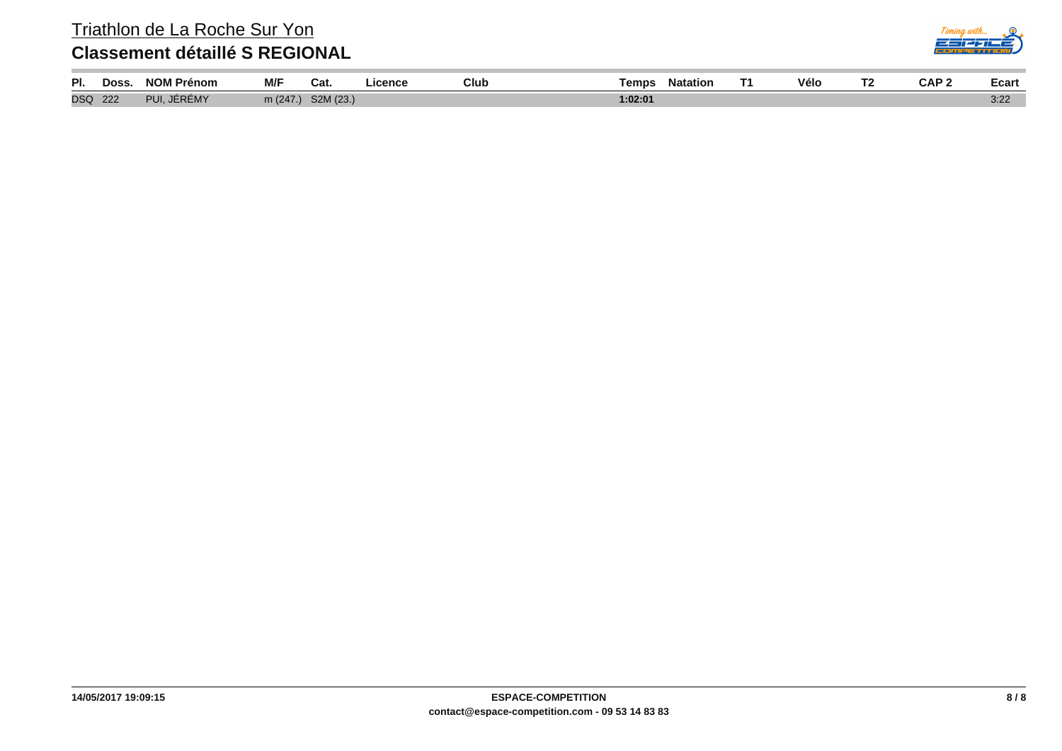# Triathlon de La Roche Sur Yon

## Classement détaillé S REGIONAL

| Pl. | Doss. | NOM Prénom | M/F | Cat. | Licence | Club | Temps | Natation | T1 | Vélo | T2 | CAP 2 | Ecart |
|---|---|---|---|---|---|---|---|---|---|---|---|---|---|
| DSQ | 222 | PUI, JÉRÉMY | m (247.) | S2M (23.) | | | **1:02:01** | | | | | | 3:22 |

**14/05/2017 19:09:15**

**ESPACE-COMPETITION**
**contact@espace-competition.com - 09 53 14 83 83**